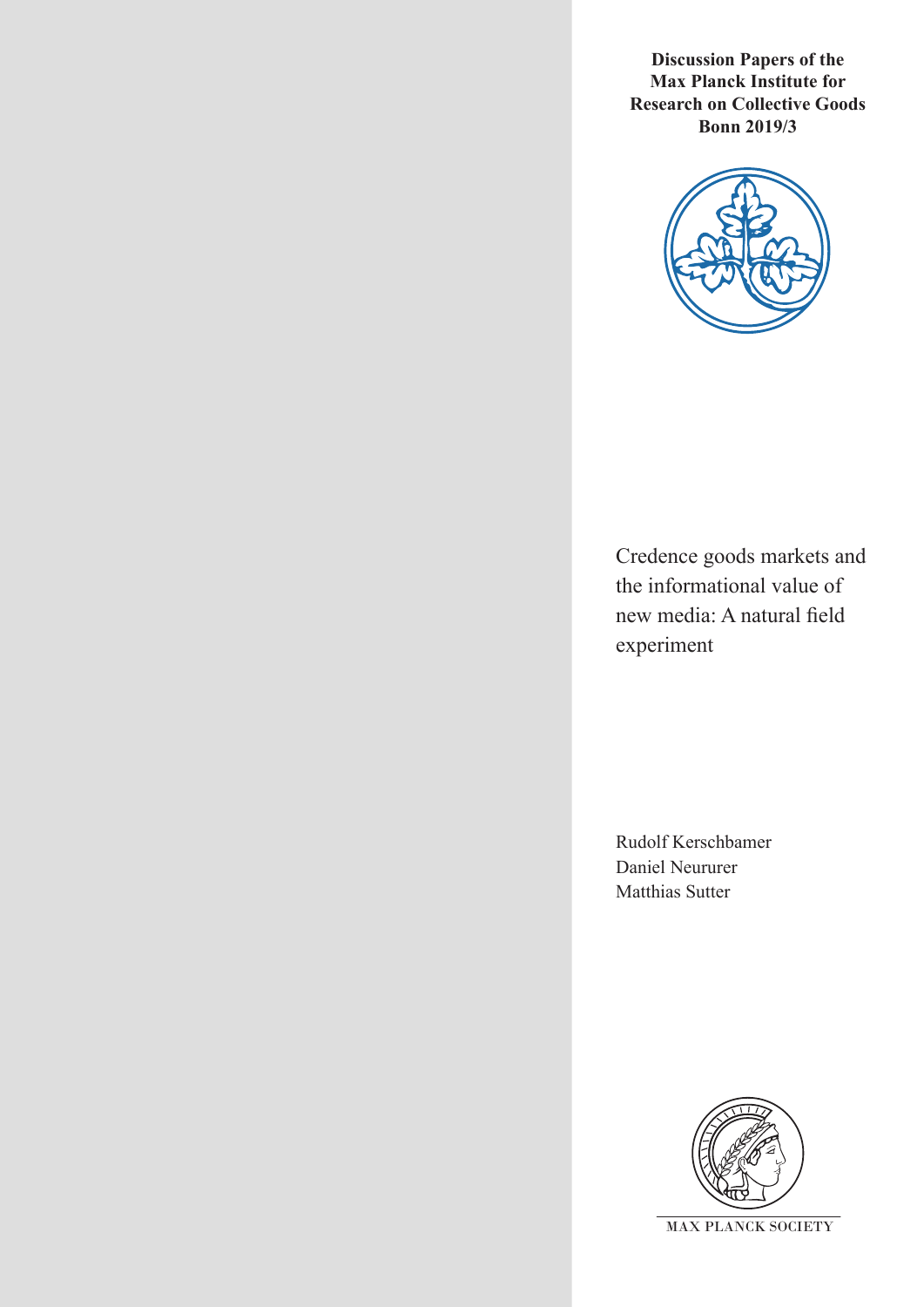**Discussion Papers of the Max Planck Institute for Research on Collective Goods Bonn 2019/3**

# Credence goods markets and the informational value of new media: A natural field experiment

Rudolf Kerschbamer
Daniel Neururer
Matthias Sutter

MAX PLANCK SOCIETY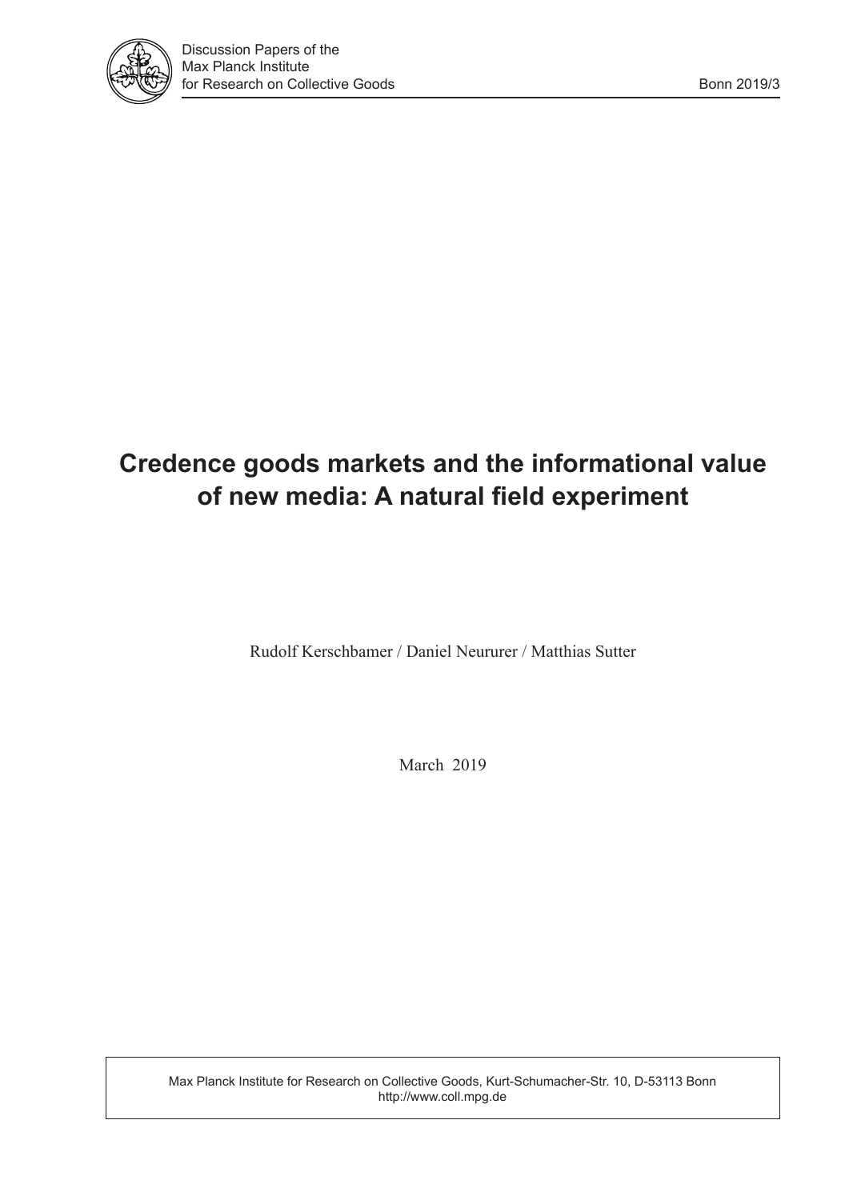Discussion Papers of the Max Planck Institute for Research on Collective Goods

Bonn 2019/3

# Credence goods markets and the informational value of new media: A natural field experiment

Rudolf Kerschbamer / Daniel Neururer / Matthias Sutter

March 2019

Max Planck Institute for Research on Collective Goods, Kurt-Schumacher-Str. 10, D-53113 Bonn
http://www.coll.mpg.de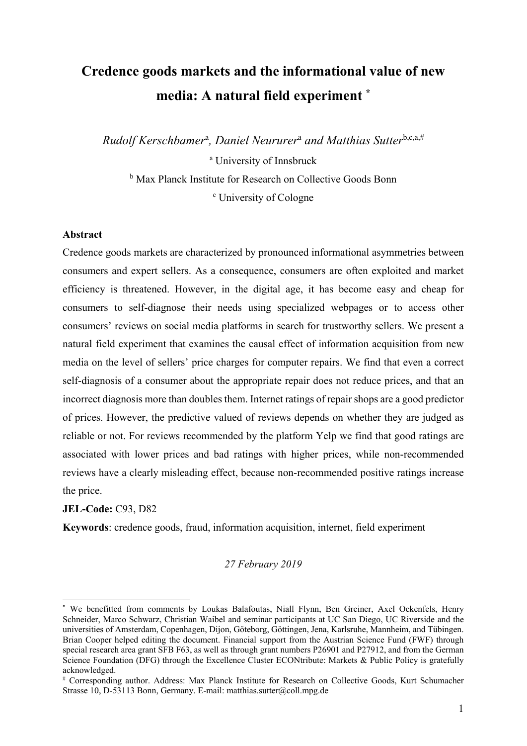// Title Page
# Credence goods markets and the informational value of new media: A natural field experiment [*]

*Rudolf Kerschbamer*[a], *Daniel Neururer*[a] *and Matthias Sutter*[b,c,a,#]

[a] University of Innsbruck

[b] Max Planck Institute for Research on Collective Goods Bonn

[c] University of Cologne

**Abstract**

Credence goods markets are characterized by pronounced informational asymmetries between consumers and expert sellers. As a consequence, consumers are often exploited and market efficiency is threatened. However, in the digital age, it has become easy and cheap for consumers to self-diagnose their needs using specialized webpages or to access other consumers' reviews on social media platforms in search for trustworthy sellers. We present a natural field experiment that examines the causal effect of information acquisition from new media on the level of sellers' price charges for computer repairs. We find that even a correct self-diagnosis of a consumer about the appropriate repair does not reduce prices, and that an incorrect diagnosis more than doubles them. Internet ratings of repair shops are a good predictor of prices. However, the predictive valued of reviews depends on whether they are judged as reliable or not. For reviews recommended by the platform Yelp we find that good ratings are associated with lower prices and bad ratings with higher prices, while non-recommended reviews have a clearly misleading effect, because non-recommended positive ratings increase the price.

**JEL-Code:** C93, D82

**Keywords**: credence goods, fraud, information acquisition, internet, field experiment

*27 February 2019*

---

[*] We benefitted from comments by Loukas Balafoutas, Niall Flynn, Ben Greiner, Axel Ockenfels, Henry Schneider, Marco Schwarz, Christian Waibel and seminar participants at UC San Diego, UC Riverside and the universities of Amsterdam, Copenhagen, Dijon, Göteborg, Göttingen, Jena, Karlsruhe, Mannheim, and Tübingen. Brian Cooper helped editing the document. Financial support from the Austrian Science Fund (FWF) through special research area grant SFB F63, as well as through grant numbers P26901 and P27912, and from the German Science Foundation (DFG) through the Excellence Cluster ECONtribute: Markets & Public Policy is gratefully acknowledged.

[#] Corresponding author. Address: Max Planck Institute for Research on Collective Goods, Kurt Schumacher Strasse 10, D-53113 Bonn, Germany. E-mail: matthias.sutter@coll.mpg.de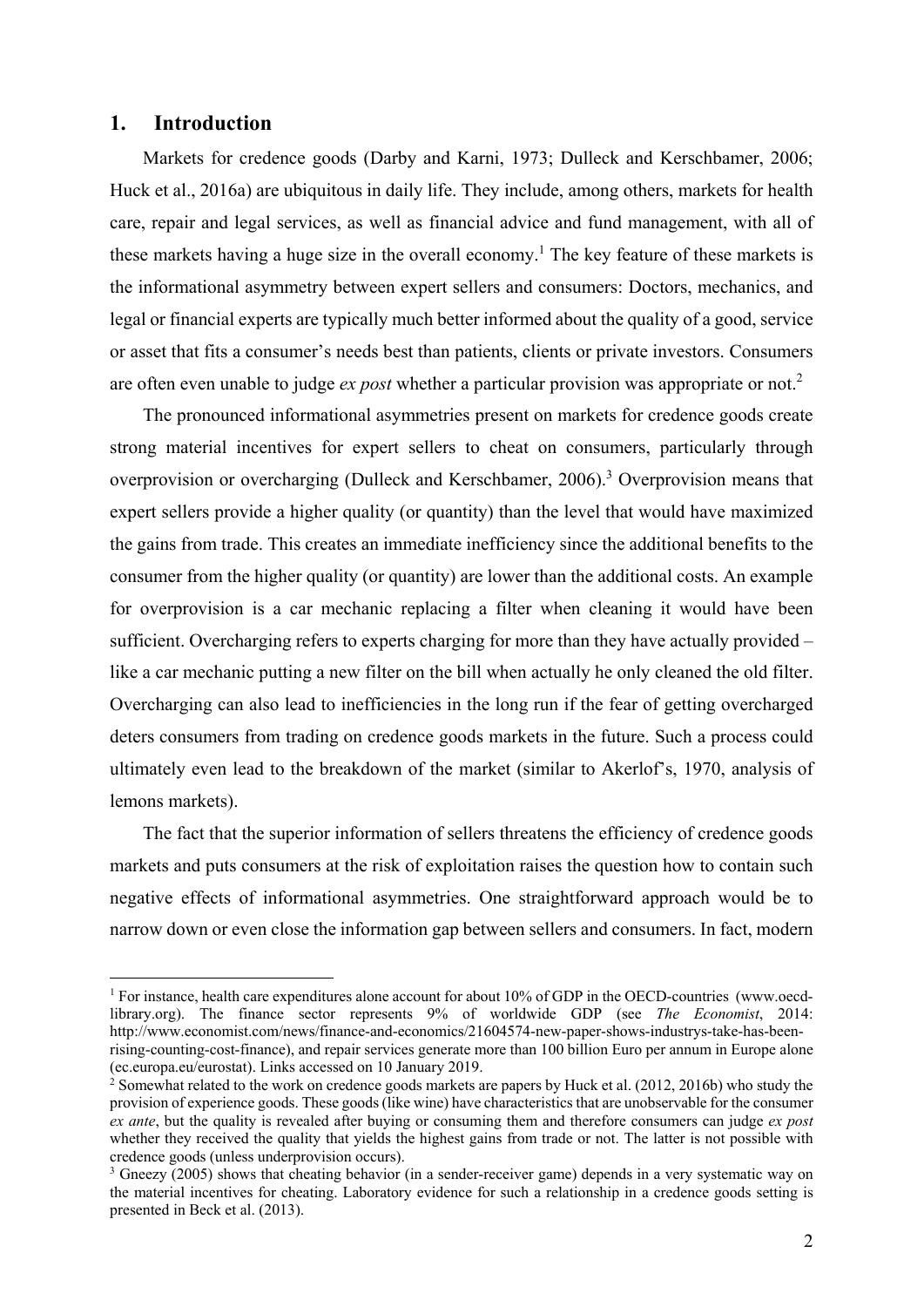## 1. Introduction

Markets for credence goods (Darby and Karni, 1973; Dulleck and Kerschbamer, 2006; Huck et al., 2016a) are ubiquitous in daily life. They include, among others, markets for health care, repair and legal services, as well as financial advice and fund management, with all of these markets having a huge size in the overall economy.[1] The key feature of these markets is the informational asymmetry between expert sellers and consumers: Doctors, mechanics, and legal or financial experts are typically much better informed about the quality of a good, service or asset that fits a consumer's needs best than patients, clients or private investors. Consumers are often even unable to judge *ex post* whether a particular provision was appropriate or not.[2]

The pronounced informational asymmetries present on markets for credence goods create strong material incentives for expert sellers to cheat on consumers, particularly through overprovision or overcharging (Dulleck and Kerschbamer, 2006).[3] Overprovision means that expert sellers provide a higher quality (or quantity) than the level that would have maximized the gains from trade. This creates an immediate inefficiency since the additional benefits to the consumer from the higher quality (or quantity) are lower than the additional costs. An example for overprovision is a car mechanic replacing a filter when cleaning it would have been sufficient. Overcharging refers to experts charging for more than they have actually provided – like a car mechanic putting a new filter on the bill when actually he only cleaned the old filter. Overcharging can also lead to inefficiencies in the long run if the fear of getting overcharged deters consumers from trading on credence goods markets in the future. Such a process could ultimately even lead to the breakdown of the market (similar to Akerlof's, 1970, analysis of lemons markets).

The fact that the superior information of sellers threatens the efficiency of credence goods markets and puts consumers at the risk of exploitation raises the question how to contain such negative effects of informational asymmetries. One straightforward approach would be to narrow down or even close the information gap between sellers and consumers. In fact, modern

[1] For instance, health care expenditures alone account for about 10% of GDP in the OECD-countries (www.oecd-library.org). The finance sector represents 9% of worldwide GDP (see *The Economist*, 2014: http://www.economist.com/news/finance-and-economics/21604574-new-paper-shows-industrys-take-has-been-rising-counting-cost-finance), and repair services generate more than 100 billion Euro per annum in Europe alone (ec.europa.eu/eurostat). Links accessed on 10 January 2019.

[2] Somewhat related to the work on credence goods markets are papers by Huck et al. (2012, 2016b) who study the provision of experience goods. These goods (like wine) have characteristics that are unobservable for the consumer *ex ante*, but the quality is revealed after buying or consuming them and therefore consumers can judge *ex post* whether they received the quality that yields the highest gains from trade or not. The latter is not possible with credence goods (unless underprovision occurs).

[3] Gneezy (2005) shows that cheating behavior (in a sender-receiver game) depends in a very systematic way on the material incentives for cheating. Laboratory evidence for such a relationship in a credence goods setting is presented in Beck et al. (2013).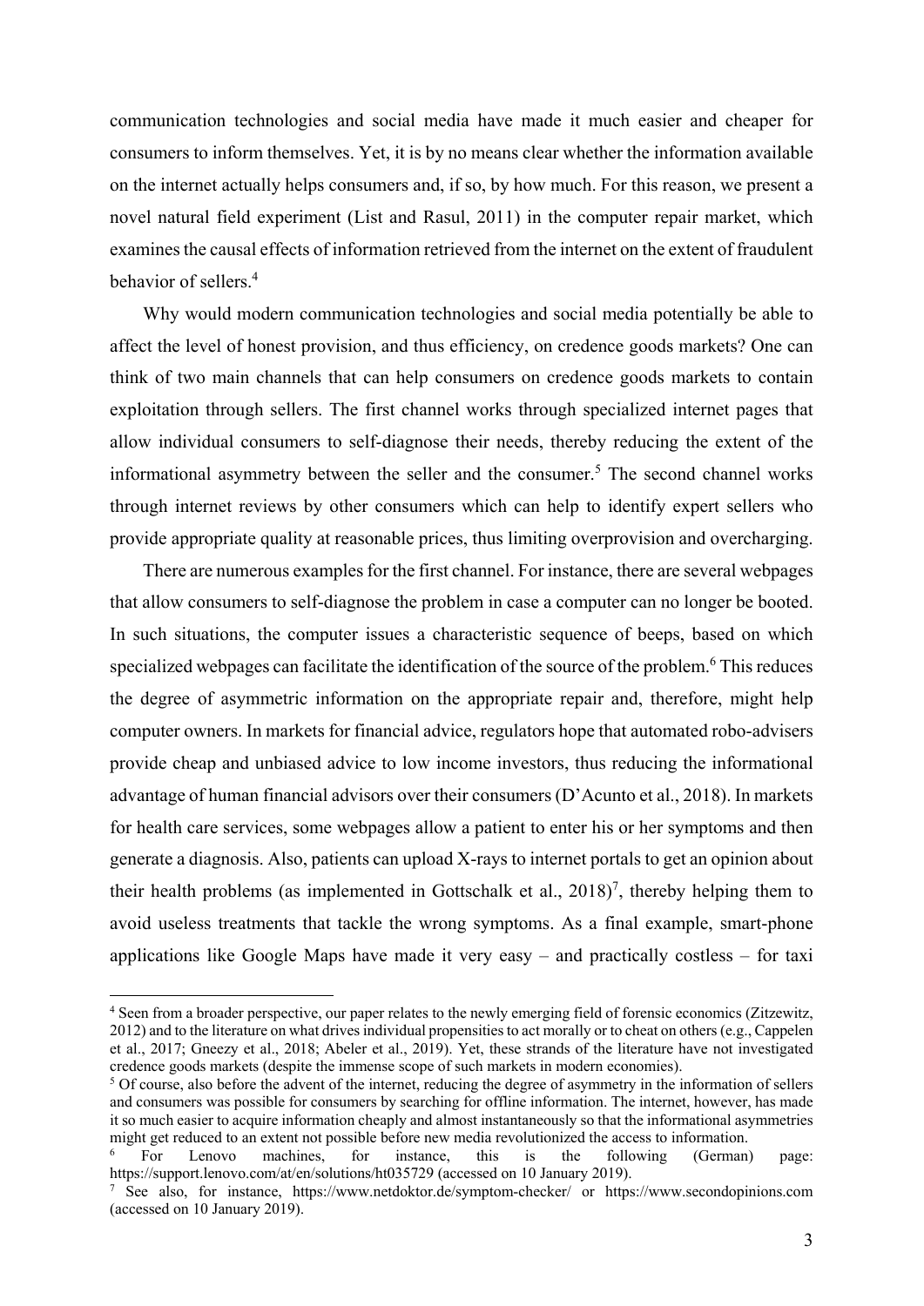communication technologies and social media have made it much easier and cheaper for consumers to inform themselves. Yet, it is by no means clear whether the information available on the internet actually helps consumers and, if so, by how much. For this reason, we present a novel natural field experiment (List and Rasul, 2011) in the computer repair market, which examines the causal effects of information retrieved from the internet on the extent of fraudulent behavior of sellers.[4]

Why would modern communication technologies and social media potentially be able to affect the level of honest provision, and thus efficiency, on credence goods markets? One can think of two main channels that can help consumers on credence goods markets to contain exploitation through sellers. The first channel works through specialized internet pages that allow individual consumers to self-diagnose their needs, thereby reducing the extent of the informational asymmetry between the seller and the consumer.[5] The second channel works through internet reviews by other consumers which can help to identify expert sellers who provide appropriate quality at reasonable prices, thus limiting overprovision and overcharging.

There are numerous examples for the first channel. For instance, there are several webpages that allow consumers to self-diagnose the problem in case a computer can no longer be booted. In such situations, the computer issues a characteristic sequence of beeps, based on which specialized webpages can facilitate the identification of the source of the problem.[6] This reduces the degree of asymmetric information on the appropriate repair and, therefore, might help computer owners. In markets for financial advice, regulators hope that automated robo-advisers provide cheap and unbiased advice to low income investors, thus reducing the informational advantage of human financial advisors over their consumers (D'Acunto et al., 2018). In markets for health care services, some webpages allow a patient to enter his or her symptoms and then generate a diagnosis. Also, patients can upload X-rays to internet portals to get an opinion about their health problems (as implemented in Gottschalk et al., 2018)[7], thereby helping them to avoid useless treatments that tackle the wrong symptoms. As a final example, smart-phone applications like Google Maps have made it very easy – and practically costless – for taxi

---

[4] Seen from a broader perspective, our paper relates to the newly emerging field of forensic economics (Zitzewitz, 2012) and to the literature on what drives individual propensities to act morally or to cheat on others (e.g., Cappelen et al., 2017; Gneezy et al., 2018; Abeler et al., 2019). Yet, these strands of the literature have not investigated credence goods markets (despite the immense scope of such markets in modern economies).

[5] Of course, also before the advent of the internet, reducing the degree of asymmetry in the information of sellers and consumers was possible for consumers by searching for offline information. The internet, however, has made it so much easier to acquire information cheaply and almost instantaneously so that the informational asymmetries might get reduced to an extent not possible before new media revolutionized the access to information.

[6] For Lenovo machines, for instance, this is the following (German) page: https://support.lenovo.com/at/en/solutions/ht035729 (accessed on 10 January 2019).

[7] See also, for instance, https://www.netdoktor.de/symptom-checker/ or https://www.secondopinions.com (accessed on 10 January 2019).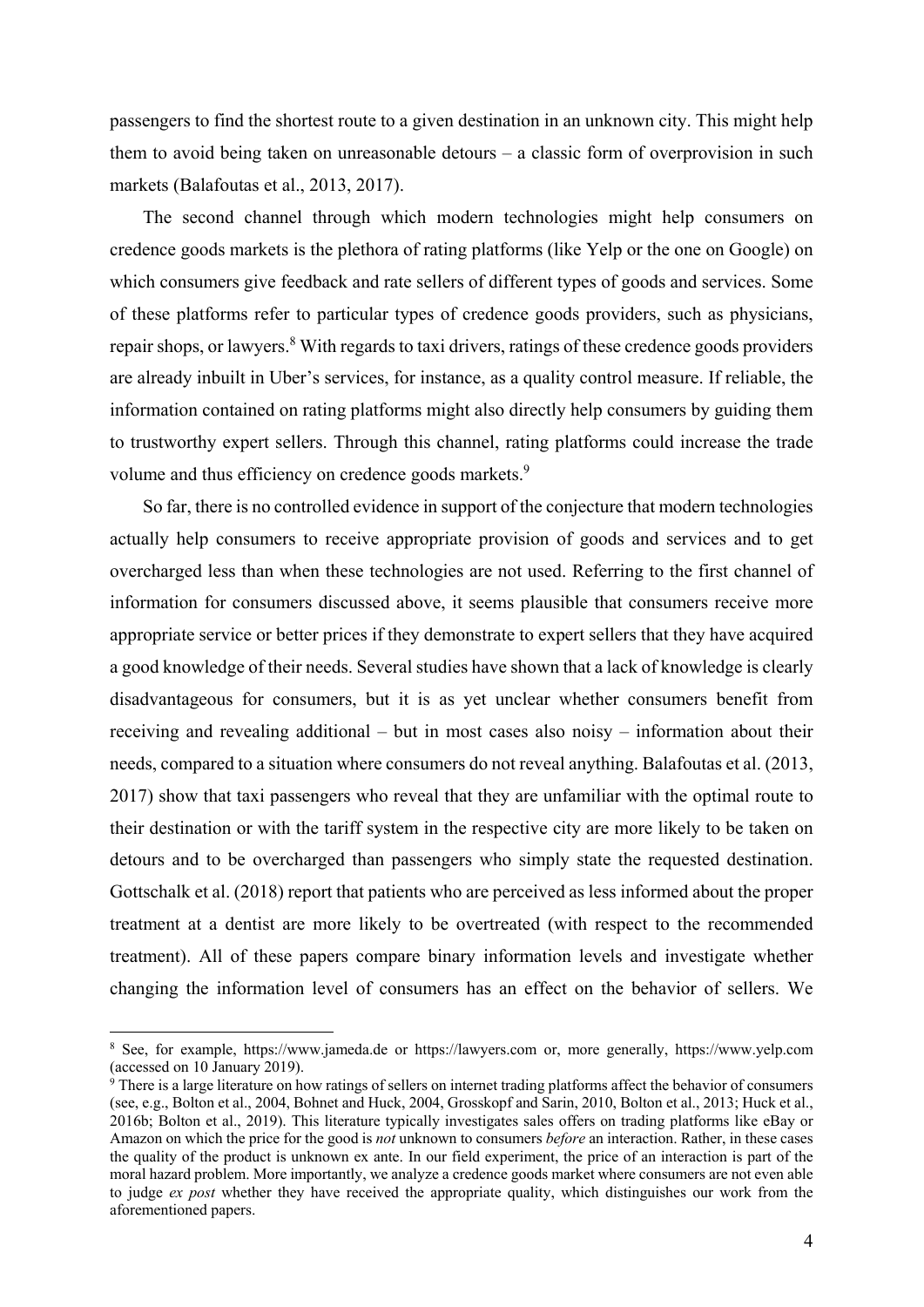passengers to find the shortest route to a given destination in an unknown city. This might help them to avoid being taken on unreasonable detours – a classic form of overprovision in such markets (Balafoutas et al., 2013, 2017).

The second channel through which modern technologies might help consumers on credence goods markets is the plethora of rating platforms (like Yelp or the one on Google) on which consumers give feedback and rate sellers of different types of goods and services. Some of these platforms refer to particular types of credence goods providers, such as physicians, repair shops, or lawyers.[8] With regards to taxi drivers, ratings of these credence goods providers are already inbuilt in Uber's services, for instance, as a quality control measure. If reliable, the information contained on rating platforms might also directly help consumers by guiding them to trustworthy expert sellers. Through this channel, rating platforms could increase the trade volume and thus efficiency on credence goods markets.[9]

So far, there is no controlled evidence in support of the conjecture that modern technologies actually help consumers to receive appropriate provision of goods and services and to get overcharged less than when these technologies are not used. Referring to the first channel of information for consumers discussed above, it seems plausible that consumers receive more appropriate service or better prices if they demonstrate to expert sellers that they have acquired a good knowledge of their needs. Several studies have shown that a lack of knowledge is clearly disadvantageous for consumers, but it is as yet unclear whether consumers benefit from receiving and revealing additional – but in most cases also noisy – information about their needs, compared to a situation where consumers do not reveal anything. Balafoutas et al. (2013, 2017) show that taxi passengers who reveal that they are unfamiliar with the optimal route to their destination or with the tariff system in the respective city are more likely to be taken on detours and to be overcharged than passengers who simply state the requested destination. Gottschalk et al. (2018) report that patients who are perceived as less informed about the proper treatment at a dentist are more likely to be overtreated (with respect to the recommended treatment). All of these papers compare binary information levels and investigate whether changing the information level of consumers has an effect on the behavior of sellers. We

---

[8] See, for example, https://www.jameda.de or https://lawyers.com or, more generally, https://www.yelp.com (accessed on 10 January 2019).

[9] There is a large literature on how ratings of sellers on internet trading platforms affect the behavior of consumers (see, e.g., Bolton et al., 2004, Bohnet and Huck, 2004, Grosskopf and Sarin, 2010, Bolton et al., 2013; Huck et al., 2016b; Bolton et al., 2019). This literature typically investigates sales offers on trading platforms like eBay or Amazon on which the price for the good is *not* unknown to consumers *before* an interaction. Rather, in these cases the quality of the product is unknown ex ante. In our field experiment, the price of an interaction is part of the moral hazard problem. More importantly, we analyze a credence goods market where consumers are not even able to judge *ex post* whether they have received the appropriate quality, which distinguishes our work from the aforementioned papers.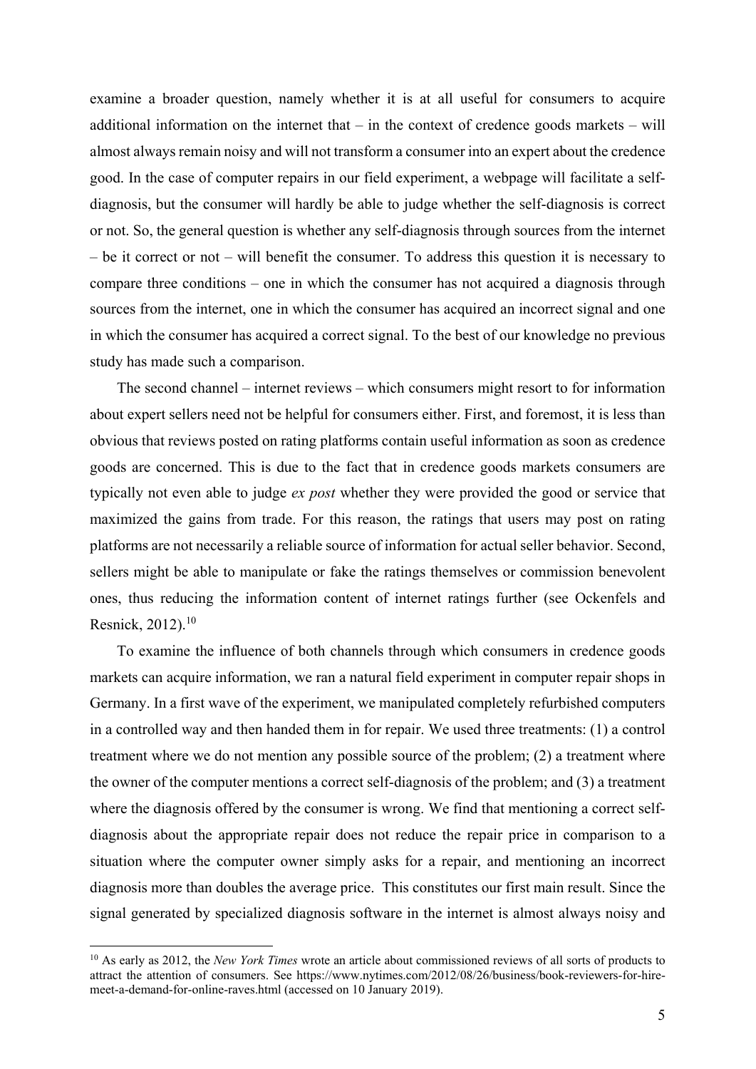examine a broader question, namely whether it is at all useful for consumers to acquire additional information on the internet that – in the context of credence goods markets – will almost always remain noisy and will not transform a consumer into an expert about the credence good. In the case of computer repairs in our field experiment, a webpage will facilitate a self-diagnosis, but the consumer will hardly be able to judge whether the self-diagnosis is correct or not. So, the general question is whether any self-diagnosis through sources from the internet – be it correct or not – will benefit the consumer. To address this question it is necessary to compare three conditions – one in which the consumer has not acquired a diagnosis through sources from the internet, one in which the consumer has acquired an incorrect signal and one in which the consumer has acquired a correct signal. To the best of our knowledge no previous study has made such a comparison.

The second channel – internet reviews – which consumers might resort to for information about expert sellers need not be helpful for consumers either. First, and foremost, it is less than obvious that reviews posted on rating platforms contain useful information as soon as credence goods are concerned. This is due to the fact that in credence goods markets consumers are typically not even able to judge *ex post* whether they were provided the good or service that maximized the gains from trade. For this reason, the ratings that users may post on rating platforms are not necessarily a reliable source of information for actual seller behavior. Second, sellers might be able to manipulate or fake the ratings themselves or commission benevolent ones, thus reducing the information content of internet ratings further (see Ockenfels and Resnick, 2012).[10]

To examine the influence of both channels through which consumers in credence goods markets can acquire information, we ran a natural field experiment in computer repair shops in Germany. In a first wave of the experiment, we manipulated completely refurbished computers in a controlled way and then handed them in for repair. We used three treatments: (1) a control treatment where we do not mention any possible source of the problem; (2) a treatment where the owner of the computer mentions a correct self-diagnosis of the problem; and (3) a treatment where the diagnosis offered by the consumer is wrong. We find that mentioning a correct self-diagnosis about the appropriate repair does not reduce the repair price in comparison to a situation where the computer owner simply asks for a repair, and mentioning an incorrect diagnosis more than doubles the average price. This constitutes our first main result. Since the signal generated by specialized diagnosis software in the internet is almost always noisy and

[10] As early as 2012, the *New York Times* wrote an article about commissioned reviews of all sorts of products to attract the attention of consumers. See https://www.nytimes.com/2012/08/26/business/book-reviewers-for-hire-meet-a-demand-for-online-raves.html (accessed on 10 January 2019).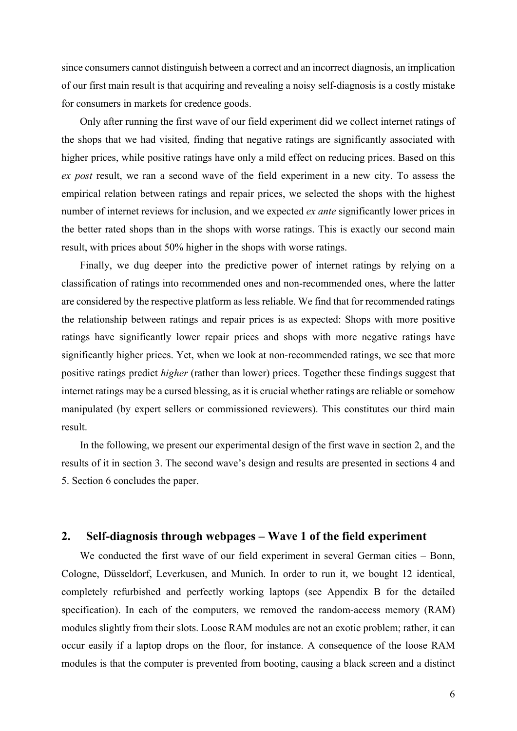since consumers cannot distinguish between a correct and an incorrect diagnosis, an implication of our first main result is that acquiring and revealing a noisy self-diagnosis is a costly mistake for consumers in markets for credence goods.

Only after running the first wave of our field experiment did we collect internet ratings of the shops that we had visited, finding that negative ratings are significantly associated with higher prices, while positive ratings have only a mild effect on reducing prices. Based on this *ex post* result, we ran a second wave of the field experiment in a new city. To assess the empirical relation between ratings and repair prices, we selected the shops with the highest number of internet reviews for inclusion, and we expected *ex ante* significantly lower prices in the better rated shops than in the shops with worse ratings. This is exactly our second main result, with prices about 50% higher in the shops with worse ratings.

Finally, we dug deeper into the predictive power of internet ratings by relying on a classification of ratings into recommended ones and non-recommended ones, where the latter are considered by the respective platform as less reliable. We find that for recommended ratings the relationship between ratings and repair prices is as expected: Shops with more positive ratings have significantly lower repair prices and shops with more negative ratings have significantly higher prices. Yet, when we look at non-recommended ratings, we see that more positive ratings predict *higher* (rather than lower) prices. Together these findings suggest that internet ratings may be a cursed blessing, as it is crucial whether ratings are reliable or somehow manipulated (by expert sellers or commissioned reviewers). This constitutes our third main result.

In the following, we present our experimental design of the first wave in section 2, and the results of it in section 3. The second wave's design and results are presented in sections 4 and 5. Section 6 concludes the paper.

## 2. Self-diagnosis through webpages – Wave 1 of the field experiment

We conducted the first wave of our field experiment in several German cities – Bonn, Cologne, Düsseldorf, Leverkusen, and Munich. In order to run it, we bought 12 identical, completely refurbished and perfectly working laptops (see Appendix B for the detailed specification). In each of the computers, we removed the random-access memory (RAM) modules slightly from their slots. Loose RAM modules are not an exotic problem; rather, it can occur easily if a laptop drops on the floor, for instance. A consequence of the loose RAM modules is that the computer is prevented from booting, causing a black screen and a distinct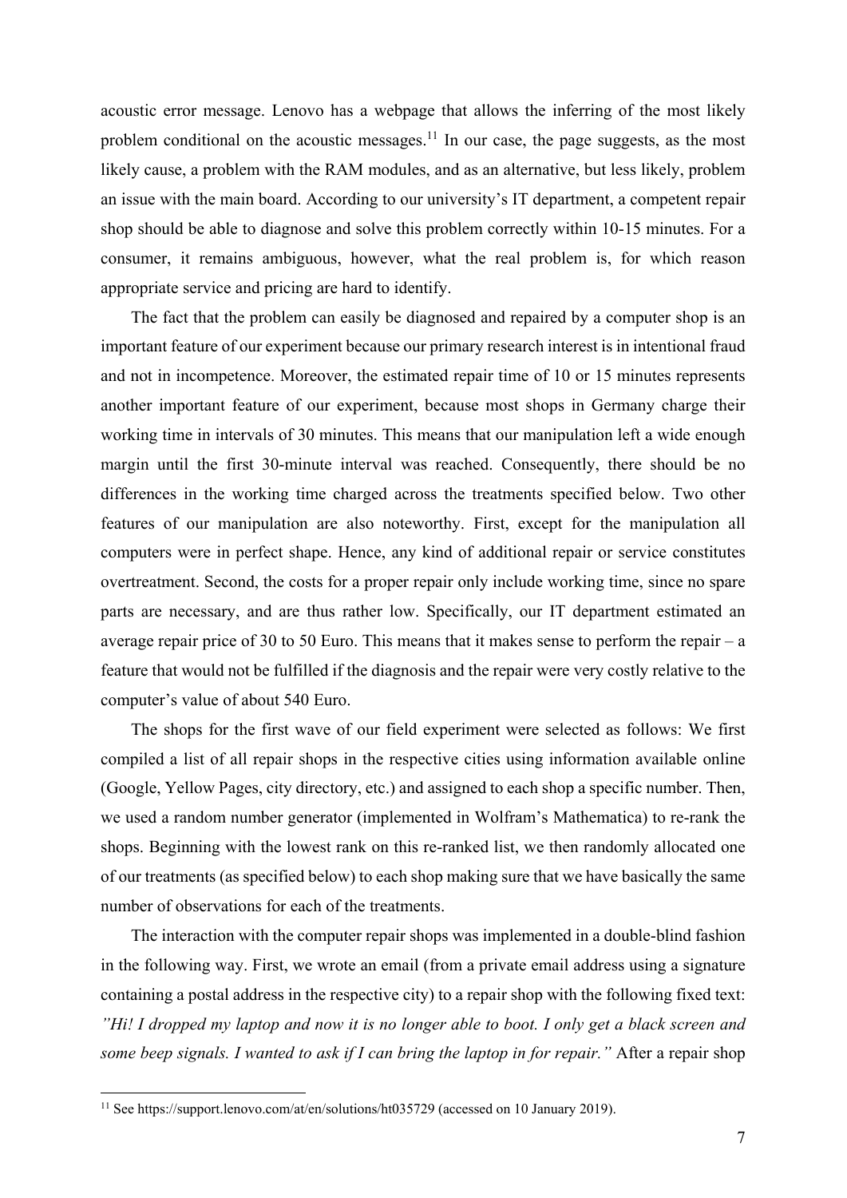acoustic error message. Lenovo has a webpage that allows the inferring of the most likely problem conditional on the acoustic messages.[11] In our case, the page suggests, as the most likely cause, a problem with the RAM modules, and as an alternative, but less likely, problem an issue with the main board. According to our university's IT department, a competent repair shop should be able to diagnose and solve this problem correctly within 10-15 minutes. For a consumer, it remains ambiguous, however, what the real problem is, for which reason appropriate service and pricing are hard to identify.

The fact that the problem can easily be diagnosed and repaired by a computer shop is an important feature of our experiment because our primary research interest is in intentional fraud and not in incompetence. Moreover, the estimated repair time of 10 or 15 minutes represents another important feature of our experiment, because most shops in Germany charge their working time in intervals of 30 minutes. This means that our manipulation left a wide enough margin until the first 30-minute interval was reached. Consequently, there should be no differences in the working time charged across the treatments specified below. Two other features of our manipulation are also noteworthy. First, except for the manipulation all computers were in perfect shape. Hence, any kind of additional repair or service constitutes overtreatment. Second, the costs for a proper repair only include working time, since no spare parts are necessary, and are thus rather low. Specifically, our IT department estimated an average repair price of 30 to 50 Euro. This means that it makes sense to perform the repair – a feature that would not be fulfilled if the diagnosis and the repair were very costly relative to the computer's value of about 540 Euro.

The shops for the first wave of our field experiment were selected as follows: We first compiled a list of all repair shops in the respective cities using information available online (Google, Yellow Pages, city directory, etc.) and assigned to each shop a specific number. Then, we used a random number generator (implemented in Wolfram's Mathematica) to re-rank the shops. Beginning with the lowest rank on this re-ranked list, we then randomly allocated one of our treatments (as specified below) to each shop making sure that we have basically the same number of observations for each of the treatments.

The interaction with the computer repair shops was implemented in a double-blind fashion in the following way. First, we wrote an email (from a private email address using a signature containing a postal address in the respective city) to a repair shop with the following fixed text: *"Hi! I dropped my laptop and now it is no longer able to boot. I only get a black screen and some beep signals. I wanted to ask if I can bring the laptop in for repair."* After a repair shop

[11] See https://support.lenovo.com/at/en/solutions/ht035729 (accessed on 10 January 2019).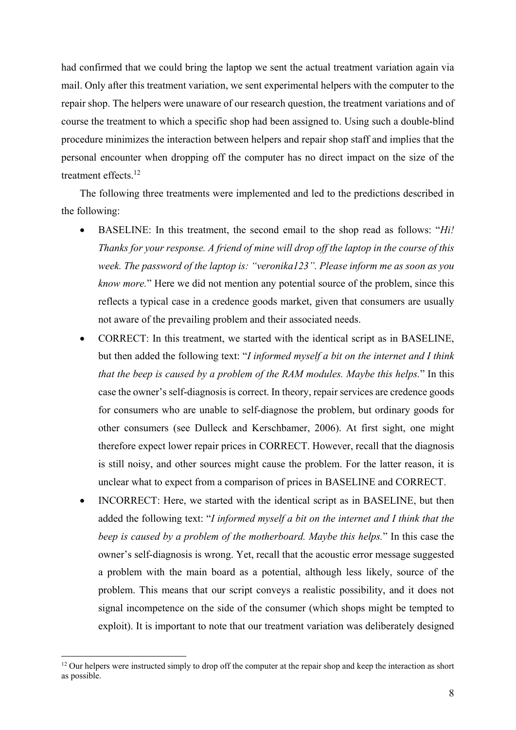had confirmed that we could bring the laptop we sent the actual treatment variation again via mail. Only after this treatment variation, we sent experimental helpers with the computer to the repair shop. The helpers were unaware of our research question, the treatment variations and of course the treatment to which a specific shop had been assigned to. Using such a double-blind procedure minimizes the interaction between helpers and repair shop staff and implies that the personal encounter when dropping off the computer has no direct impact on the size of the treatment effects.[12]

The following three treatments were implemented and led to the predictions described in the following:

- BASELINE: In this treatment, the second email to the shop read as follows: "*Hi! Thanks for your response. A friend of mine will drop off the laptop in the course of this week. The password of the laptop is: "veronika123". Please inform me as soon as you know more.*" Here we did not mention any potential source of the problem, since this reflects a typical case in a credence goods market, given that consumers are usually not aware of the prevailing problem and their associated needs.
- CORRECT: In this treatment, we started with the identical script as in BASELINE, but then added the following text: "*I informed myself a bit on the internet and I think that the beep is caused by a problem of the RAM modules. Maybe this helps.*" In this case the owner's self-diagnosis is correct. In theory, repair services are credence goods for consumers who are unable to self-diagnose the problem, but ordinary goods for other consumers (see Dulleck and Kerschbamer, 2006). At first sight, one might therefore expect lower repair prices in CORRECT. However, recall that the diagnosis is still noisy, and other sources might cause the problem. For the latter reason, it is unclear what to expect from a comparison of prices in BASELINE and CORRECT.
- INCORRECT: Here, we started with the identical script as in BASELINE, but then added the following text: "*I informed myself a bit on the internet and I think that the beep is caused by a problem of the motherboard. Maybe this helps.*" In this case the owner's self-diagnosis is wrong. Yet, recall that the acoustic error message suggested a problem with the main board as a potential, although less likely, source of the problem. This means that our script conveys a realistic possibility, and it does not signal incompetence on the side of the consumer (which shops might be tempted to exploit). It is important to note that our treatment variation was deliberately designed

[12] Our helpers were instructed simply to drop off the computer at the repair shop and keep the interaction as short as possible.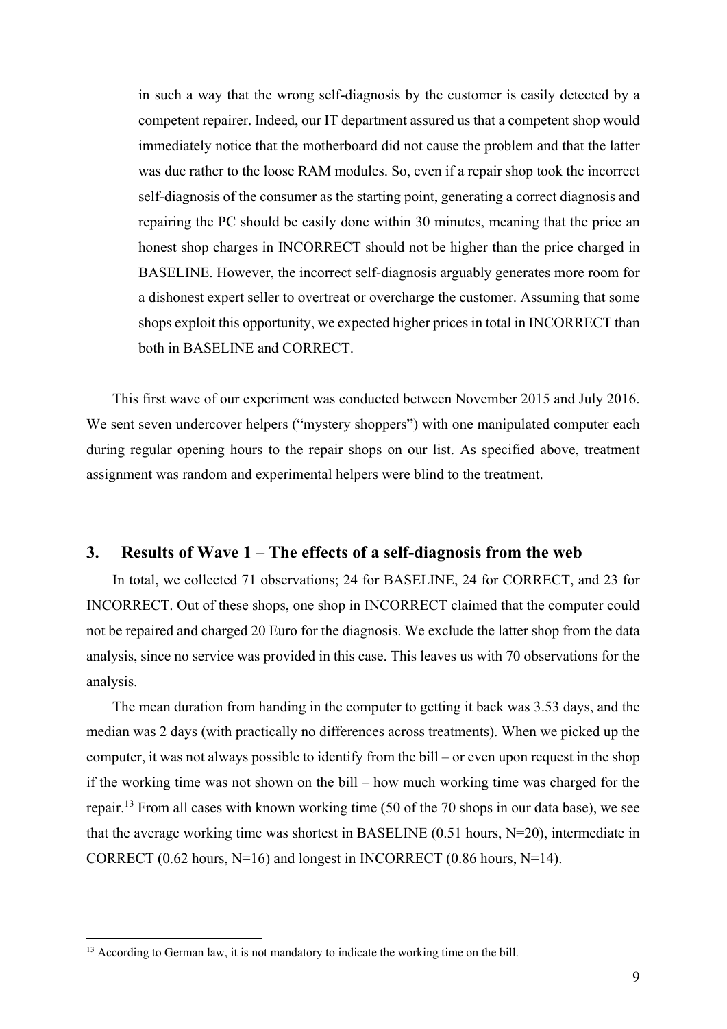in such a way that the wrong self-diagnosis by the customer is easily detected by a competent repairer. Indeed, our IT department assured us that a competent shop would immediately notice that the motherboard did not cause the problem and that the latter was due rather to the loose RAM modules. So, even if a repair shop took the incorrect self-diagnosis of the consumer as the starting point, generating a correct diagnosis and repairing the PC should be easily done within 30 minutes, meaning that the price an honest shop charges in INCORRECT should not be higher than the price charged in BASELINE. However, the incorrect self-diagnosis arguably generates more room for a dishonest expert seller to overtreat or overcharge the customer. Assuming that some shops exploit this opportunity, we expected higher prices in total in INCORRECT than both in BASELINE and CORRECT.

This first wave of our experiment was conducted between November 2015 and July 2016. We sent seven undercover helpers ("mystery shoppers") with one manipulated computer each during regular opening hours to the repair shops on our list. As specified above, treatment assignment was random and experimental helpers were blind to the treatment.

## 3. Results of Wave 1 – The effects of a self-diagnosis from the web

In total, we collected 71 observations; 24 for BASELINE, 24 for CORRECT, and 23 for INCORRECT. Out of these shops, one shop in INCORRECT claimed that the computer could not be repaired and charged 20 Euro for the diagnosis. We exclude the latter shop from the data analysis, since no service was provided in this case. This leaves us with 70 observations for the analysis.

The mean duration from handing in the computer to getting it back was 3.53 days, and the median was 2 days (with practically no differences across treatments). When we picked up the computer, it was not always possible to identify from the bill – or even upon request in the shop if the working time was not shown on the bill – how much working time was charged for the repair.[13] From all cases with known working time (50 of the 70 shops in our data base), we see that the average working time was shortest in BASELINE (0.51 hours, N=20), intermediate in CORRECT (0.62 hours, N=16) and longest in INCORRECT (0.86 hours, N=14).

[13] According to German law, it is not mandatory to indicate the working time on the bill.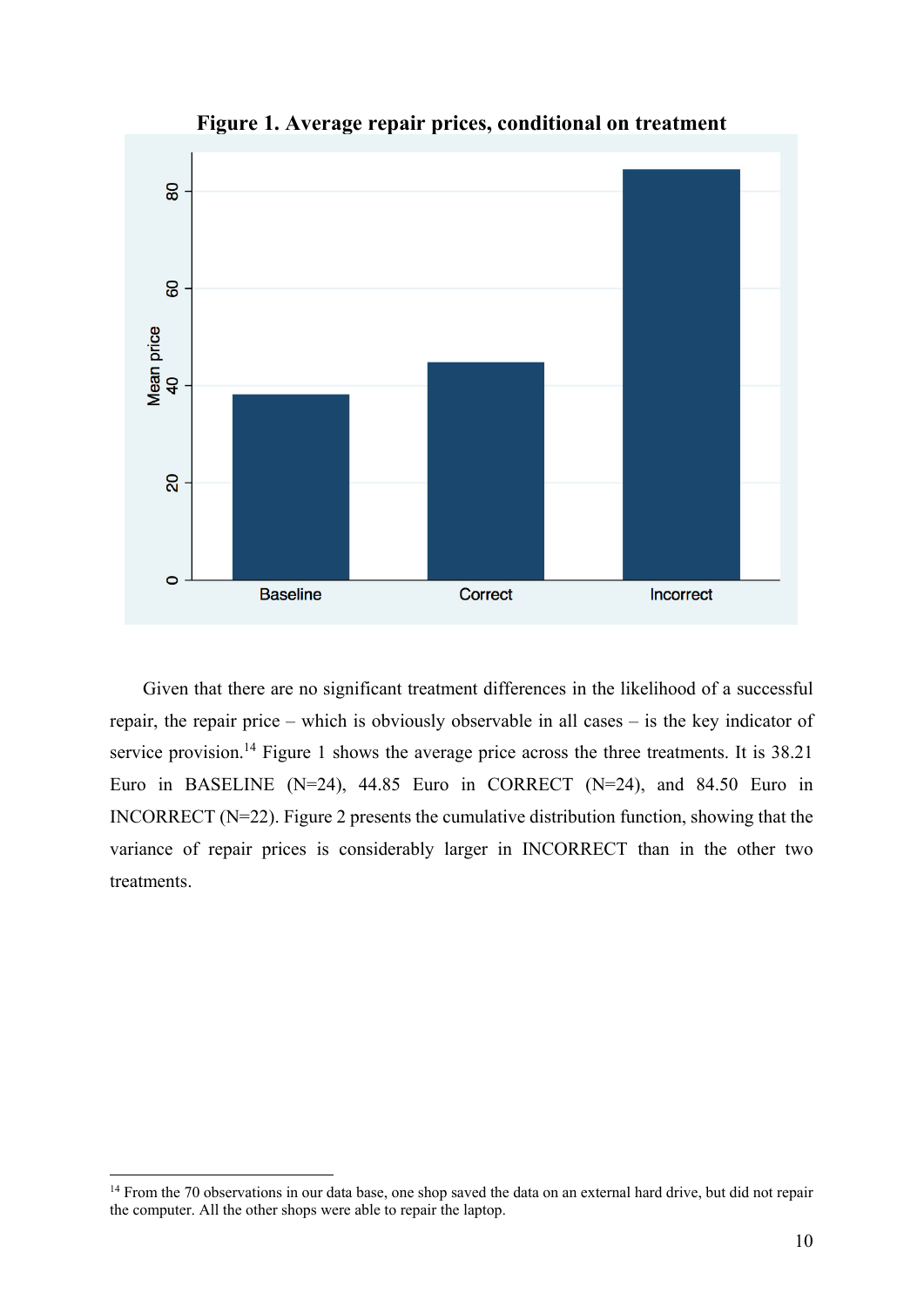**Figure 1. Average repair prices, conditional on treatment**

Given that there are no significant treatment differences in the likelihood of a successful repair, the repair price – which is obviously observable in all cases – is the key indicator of service provision.[14] Figure 1 shows the average price across the three treatments. It is 38.21 Euro in BASELINE (N=24), 44.85 Euro in CORRECT (N=24), and 84.50 Euro in INCORRECT (N=22). Figure 2 presents the cumulative distribution function, showing that the variance of repair prices is considerably larger in INCORRECT than in the other two treatments.

[14] From the 70 observations in our data base, one shop saved the data on an external hard drive, but did not repair the computer. All the other shops were able to repair the laptop.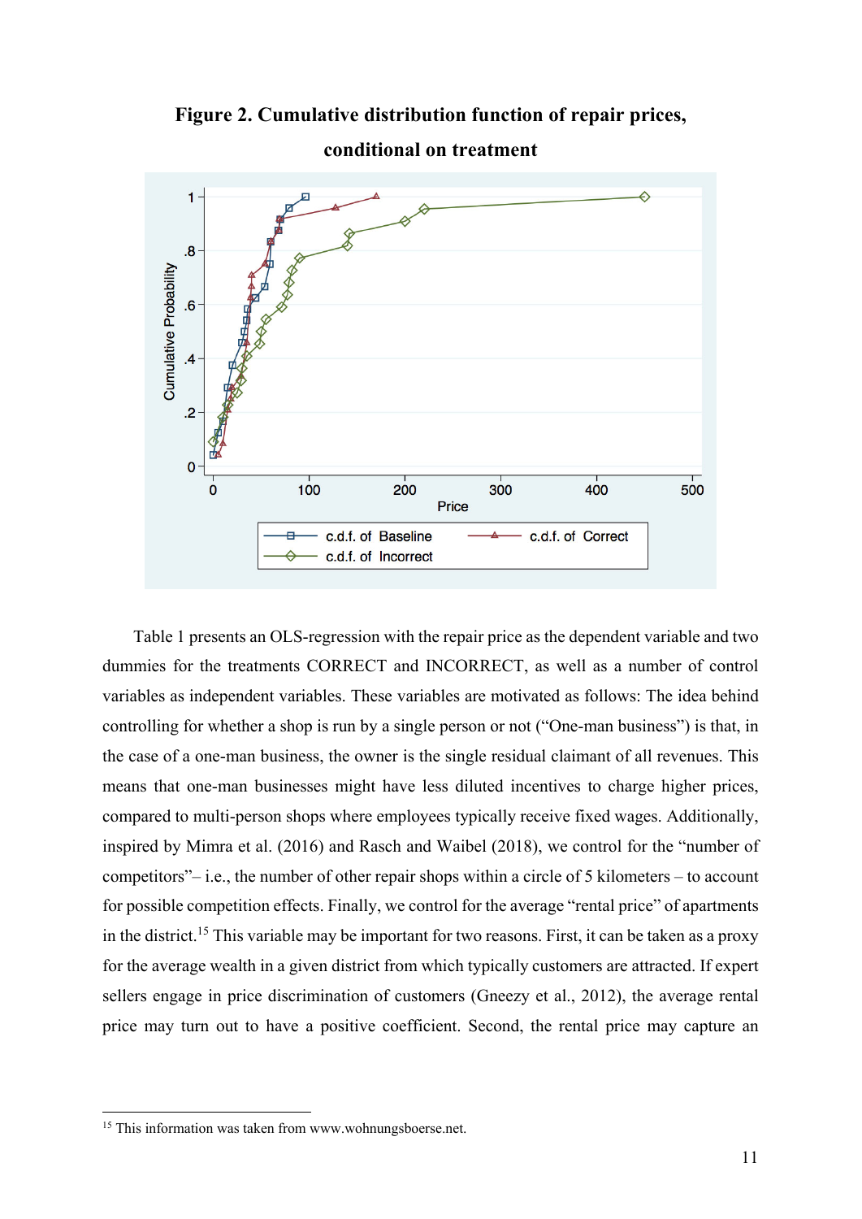**Figure 2. Cumulative distribution function of repair prices, conditional on treatment**

Table 1 presents an OLS-regression with the repair price as the dependent variable and two dummies for the treatments CORRECT and INCORRECT, as well as a number of control variables as independent variables. These variables are motivated as follows: The idea behind controlling for whether a shop is run by a single person or not ("One-man business") is that, in the case of a one-man business, the owner is the single residual claimant of all revenues. This means that one-man businesses might have less diluted incentives to charge higher prices, compared to multi-person shops where employees typically receive fixed wages. Additionally, inspired by Mimra et al. (2016) and Rasch and Waibel (2018), we control for the "number of competitors"– i.e., the number of other repair shops within a circle of 5 kilometers – to account for possible competition effects. Finally, we control for the average "rental price" of apartments in the district.[15] This variable may be important for two reasons. First, it can be taken as a proxy for the average wealth in a given district from which typically customers are attracted. If expert sellers engage in price discrimination of customers (Gneezy et al., 2012), the average rental price may turn out to have a positive coefficient. Second, the rental price may capture an

[15] This information was taken from www.wohnungsboerse.net.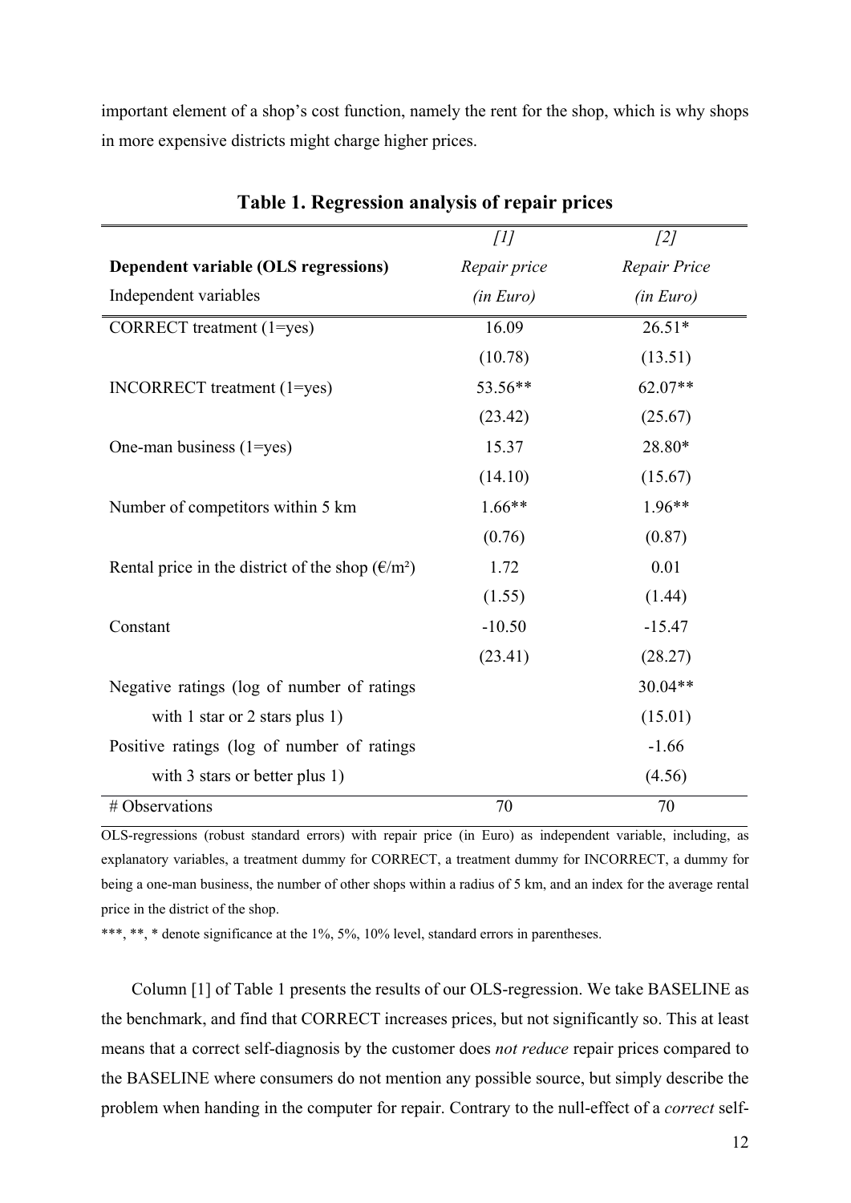important element of a shop's cost function, namely the rent for the shop, which is why shops in more expensive districts might charge higher prices.

**Table 1. Regression analysis of repair prices**

| | *[1]* | *[2]* |
|---|---|---|
| **Dependent variable (OLS regressions)** | *Repair price* | *Repair Price* |
| Independent variables | *(in Euro)* | *(in Euro)* |
| CORRECT treatment (1=yes) | 16.09 | 26.51* |
| | (10.78) | (13.51) |
| INCORRECT treatment (1=yes) | 53.56** | 62.07** |
| | (23.42) | (25.67) |
| One-man business (1=yes) | 15.37 | 28.80* |
| | (14.10) | (15.67) |
| Number of competitors within 5 km | 1.66** | 1.96** |
| | (0.76) | (0.87) |
| Rental price in the district of the shop (€/m²) | 1.72 | 0.01 |
| | (1.55) | (1.44) |
| Constant | -10.50 | -15.47 |
| | (23.41) | (28.27) |
| Negative ratings (log of number of ratings with 1 star or 2 stars plus 1) | | 30.04** |
| | | (15.01) |
| Positive ratings (log of number of ratings with 3 stars or better plus 1) | | -1.66 |
| | | (4.56) |
| # Observations | 70 | 70 |

OLS-regressions (robust standard errors) with repair price (in Euro) as independent variable, including, as explanatory variables, a treatment dummy for CORRECT, a treatment dummy for INCORRECT, a dummy for being a one-man business, the number of other shops within a radius of 5 km, and an index for the average rental price in the district of the shop.

***, **, * denote significance at the 1%, 5%, 10% level, standard errors in parentheses.

Column [1] of Table 1 presents the results of our OLS-regression. We take BASELINE as the benchmark, and find that CORRECT increases prices, but not significantly so. This at least means that a correct self-diagnosis by the customer does *not reduce* repair prices compared to the BASELINE where consumers do not mention any possible source, but simply describe the problem when handing in the computer for repair. Contrary to the null-effect of a *correct* self-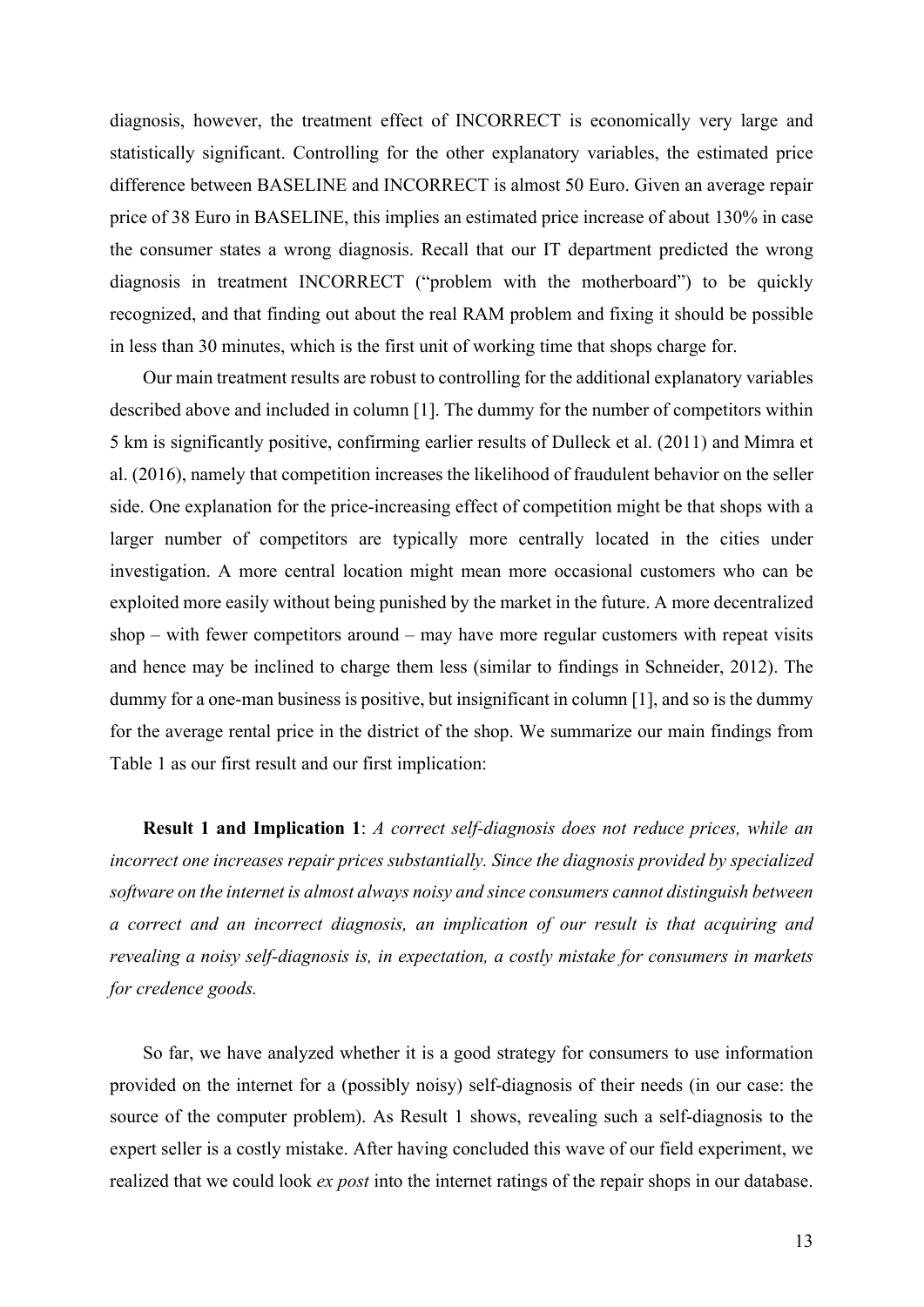diagnosis, however, the treatment effect of INCORRECT is economically very large and statistically significant. Controlling for the other explanatory variables, the estimated price difference between BASELINE and INCORRECT is almost 50 Euro. Given an average repair price of 38 Euro in BASELINE, this implies an estimated price increase of about 130% in case the consumer states a wrong diagnosis. Recall that our IT department predicted the wrong diagnosis in treatment INCORRECT ("problem with the motherboard") to be quickly recognized, and that finding out about the real RAM problem and fixing it should be possible in less than 30 minutes, which is the first unit of working time that shops charge for.

Our main treatment results are robust to controlling for the additional explanatory variables described above and included in column [1]. The dummy for the number of competitors within 5 km is significantly positive, confirming earlier results of Dulleck et al. (2011) and Mimra et al. (2016), namely that competition increases the likelihood of fraudulent behavior on the seller side. One explanation for the price-increasing effect of competition might be that shops with a larger number of competitors are typically more centrally located in the cities under investigation. A more central location might mean more occasional customers who can be exploited more easily without being punished by the market in the future. A more decentralized shop – with fewer competitors around – may have more regular customers with repeat visits and hence may be inclined to charge them less (similar to findings in Schneider, 2012). The dummy for a one-man business is positive, but insignificant in column [1], and so is the dummy for the average rental price in the district of the shop. We summarize our main findings from Table 1 as our first result and our first implication:

**Result 1 and Implication 1**: *A correct self-diagnosis does not reduce prices, while an incorrect one increases repair prices substantially. Since the diagnosis provided by specialized software on the internet is almost always noisy and since consumers cannot distinguish between a correct and an incorrect diagnosis, an implication of our result is that acquiring and revealing a noisy self-diagnosis is, in expectation, a costly mistake for consumers in markets for credence goods.*

So far, we have analyzed whether it is a good strategy for consumers to use information provided on the internet for a (possibly noisy) self-diagnosis of their needs (in our case: the source of the computer problem). As Result 1 shows, revealing such a self-diagnosis to the expert seller is a costly mistake. After having concluded this wave of our field experiment, we realized that we could look *ex post* into the internet ratings of the repair shops in our database.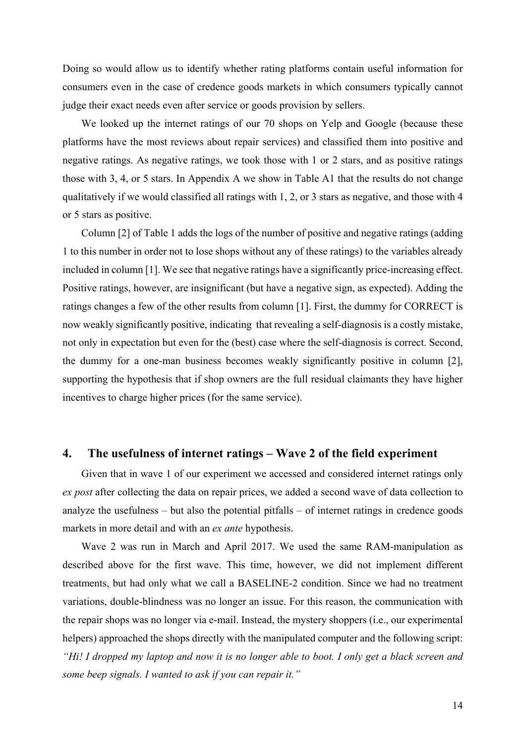Doing so would allow us to identify whether rating platforms contain useful information for consumers even in the case of credence goods markets in which consumers typically cannot judge their exact needs even after service or goods provision by sellers.

We looked up the internet ratings of our 70 shops on Yelp and Google (because these platforms have the most reviews about repair services) and classified them into positive and negative ratings. As negative ratings, we took those with 1 or 2 stars, and as positive ratings those with 3, 4, or 5 stars. In Appendix A we show in Table A1 that the results do not change qualitatively if we would classified all ratings with 1, 2, or 3 stars as negative, and those with 4 or 5 stars as positive.

Column [2] of Table 1 adds the logs of the number of positive and negative ratings (adding 1 to this number in order not to lose shops without any of these ratings) to the variables already included in column [1]. We see that negative ratings have a significantly price-increasing effect. Positive ratings, however, are insignificant (but have a negative sign, as expected). Adding the ratings changes a few of the other results from column [1]. First, the dummy for CORRECT is now weakly significantly positive, indicating that revealing a self-diagnosis is a costly mistake, not only in expectation but even for the (best) case where the self-diagnosis is correct. Second, the dummy for a one-man business becomes weakly significantly positive in column [2], supporting the hypothesis that if shop owners are the full residual claimants they have higher incentives to charge higher prices (for the same service).

## 4. The usefulness of internet ratings – Wave 2 of the field experiment

Given that in wave 1 of our experiment we accessed and considered internet ratings only *ex post* after collecting the data on repair prices, we added a second wave of data collection to analyze the usefulness – but also the potential pitfalls – of internet ratings in credence goods markets in more detail and with an *ex ante* hypothesis.

Wave 2 was run in March and April 2017. We used the same RAM-manipulation as described above for the first wave. This time, however, we did not implement different treatments, but had only what we call a BASELINE-2 condition. Since we had no treatment variations, double-blindness was no longer an issue. For this reason, the communication with the repair shops was no longer via e-mail. Instead, the mystery shoppers (i.e., our experimental helpers) approached the shops directly with the manipulated computer and the following script: *"Hi! I dropped my laptop and now it is no longer able to boot. I only get a black screen and some beep signals. I wanted to ask if you can repair it."*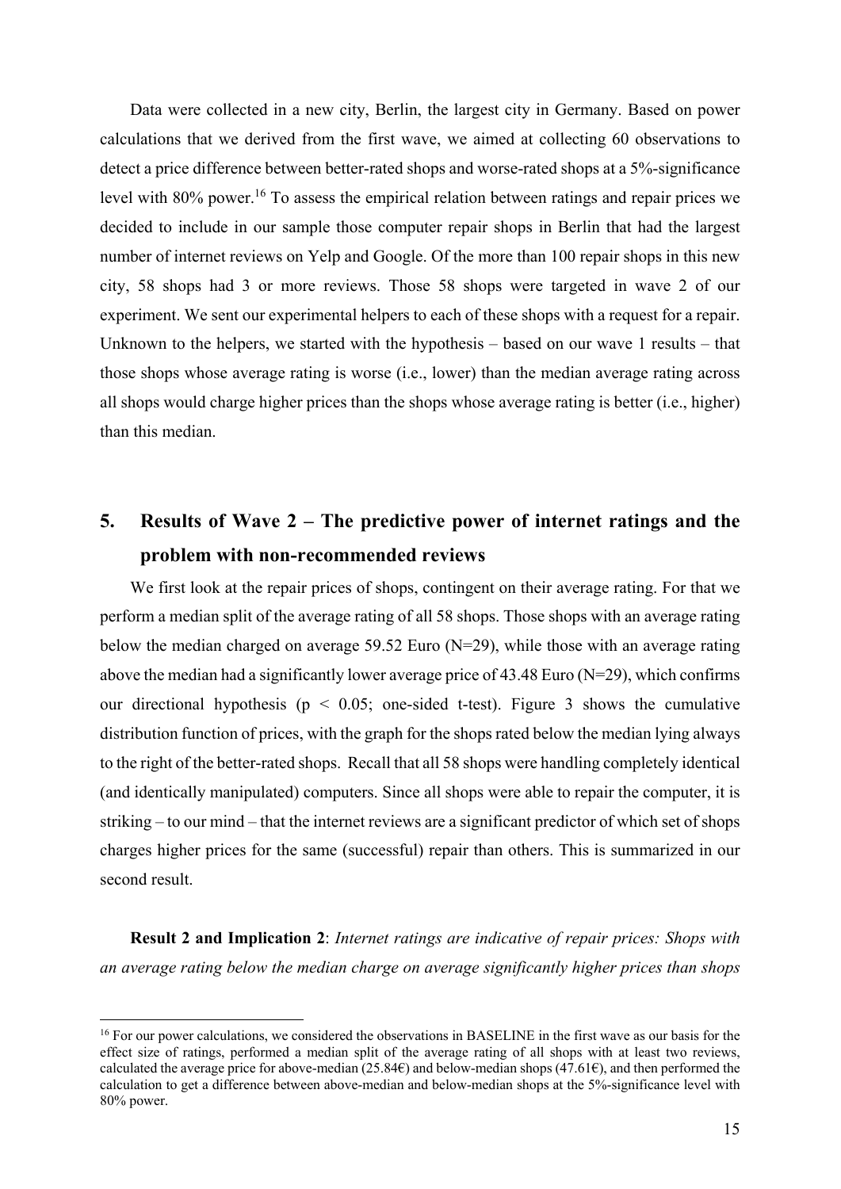Data were collected in a new city, Berlin, the largest city in Germany. Based on power calculations that we derived from the first wave, we aimed at collecting 60 observations to detect a price difference between better-rated shops and worse-rated shops at a 5%-significance level with 80% power.[16] To assess the empirical relation between ratings and repair prices we decided to include in our sample those computer repair shops in Berlin that had the largest number of internet reviews on Yelp and Google. Of the more than 100 repair shops in this new city, 58 shops had 3 or more reviews. Those 58 shops were targeted in wave 2 of our experiment. We sent our experimental helpers to each of these shops with a request for a repair. Unknown to the helpers, we started with the hypothesis – based on our wave 1 results – that those shops whose average rating is worse (i.e., lower) than the median average rating across all shops would charge higher prices than the shops whose average rating is better (i.e., higher) than this median.

## 5. Results of Wave 2 – The predictive power of internet ratings and the problem with non-recommended reviews

We first look at the repair prices of shops, contingent on their average rating. For that we perform a median split of the average rating of all 58 shops. Those shops with an average rating below the median charged on average 59.52 Euro (N=29), while those with an average rating above the median had a significantly lower average price of 43.48 Euro (N=29), which confirms our directional hypothesis ($p < 0.05$; one-sided t-test). Figure 3 shows the cumulative distribution function of prices, with the graph for the shops rated below the median lying always to the right of the better-rated shops. Recall that all 58 shops were handling completely identical (and identically manipulated) computers. Since all shops were able to repair the computer, it is striking – to our mind – that the internet reviews are a significant predictor of which set of shops charges higher prices for the same (successful) repair than others. This is summarized in our second result.

**Result 2 and Implication 2**: *Internet ratings are indicative of repair prices: Shops with an average rating below the median charge on average significantly higher prices than shops*

[16] For our power calculations, we considered the observations in BASELINE in the first wave as our basis for the effect size of ratings, performed a median split of the average rating of all shops with at least two reviews, calculated the average price for above-median (25.84€) and below-median shops (47.61€), and then performed the calculation to get a difference between above-median and below-median shops at the 5%-significance level with 80% power.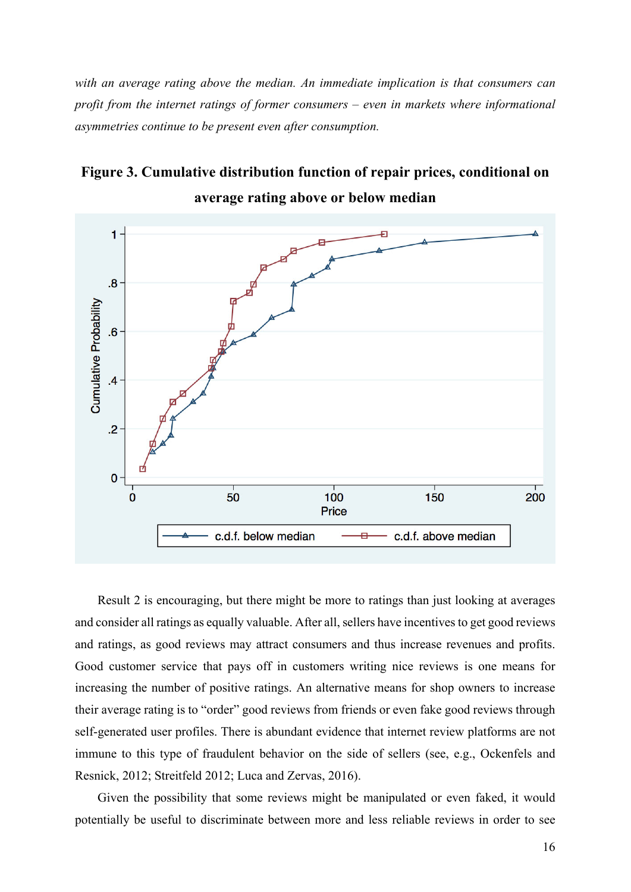*with an average rating above the median. An immediate implication is that consumers can profit from the internet ratings of former consumers – even in markets where informational asymmetries continue to be present even after consumption.*

**Figure 3. Cumulative distribution function of repair prices, conditional on average rating above or below median**

Result 2 is encouraging, but there might be more to ratings than just looking at averages and consider all ratings as equally valuable. After all, sellers have incentives to get good reviews and ratings, as good reviews may attract consumers and thus increase revenues and profits. Good customer service that pays off in customers writing nice reviews is one means for increasing the number of positive ratings. An alternative means for shop owners to increase their average rating is to "order" good reviews from friends or even fake good reviews through self-generated user profiles. There is abundant evidence that internet review platforms are not immune to this type of fraudulent behavior on the side of sellers (see, e.g., Ockenfels and Resnick, 2012; Streitfeld 2012; Luca and Zervas, 2016).

Given the possibility that some reviews might be manipulated or even faked, it would potentially be useful to discriminate between more and less reliable reviews in order to see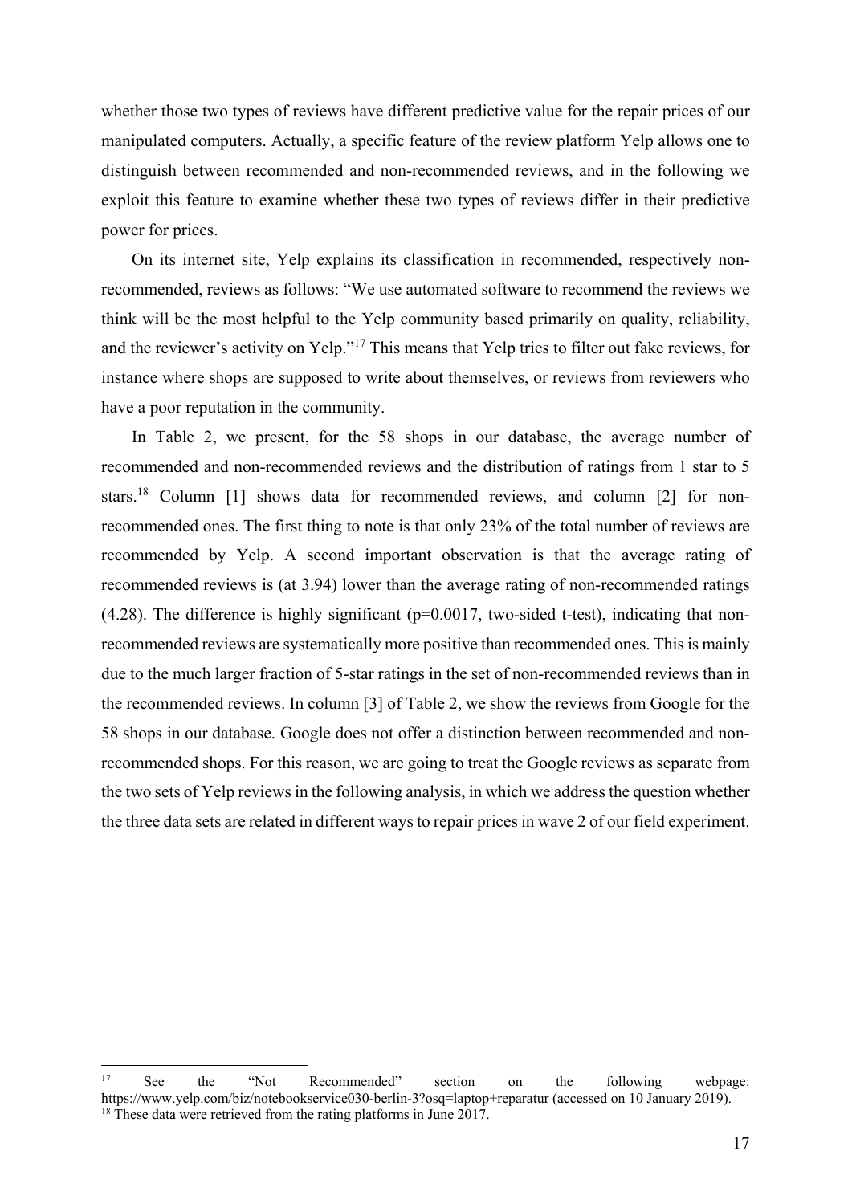whether those two types of reviews have different predictive value for the repair prices of our manipulated computers. Actually, a specific feature of the review platform Yelp allows one to distinguish between recommended and non-recommended reviews, and in the following we exploit this feature to examine whether these two types of reviews differ in their predictive power for prices.

On its internet site, Yelp explains its classification in recommended, respectively non-recommended, reviews as follows: "We use automated software to recommend the reviews we think will be the most helpful to the Yelp community based primarily on quality, reliability, and the reviewer's activity on Yelp."[17] This means that Yelp tries to filter out fake reviews, for instance where shops are supposed to write about themselves, or reviews from reviewers who have a poor reputation in the community.

In Table 2, we present, for the 58 shops in our database, the average number of recommended and non-recommended reviews and the distribution of ratings from 1 star to 5 stars.[18] Column [1] shows data for recommended reviews, and column [2] for non-recommended ones. The first thing to note is that only 23% of the total number of reviews are recommended by Yelp. A second important observation is that the average rating of recommended reviews is (at 3.94) lower than the average rating of non-recommended ratings (4.28). The difference is highly significant (p=0.0017, two-sided t-test), indicating that non-recommended reviews are systematically more positive than recommended ones. This is mainly due to the much larger fraction of 5-star ratings in the set of non-recommended reviews than in the recommended reviews. In column [3] of Table 2, we show the reviews from Google for the 58 shops in our database. Google does not offer a distinction between recommended and non-recommended shops. For this reason, we are going to treat the Google reviews as separate from the two sets of Yelp reviews in the following analysis, in which we address the question whether the three data sets are related in different ways to repair prices in wave 2 of our field experiment.

---

[17] See the "Not Recommended" section on the following webpage: https://www.yelp.com/biz/notebookservice030-berlin-3?osq=laptop+reparatur (accessed on 10 January 2019).

[18] These data were retrieved from the rating platforms in June 2017.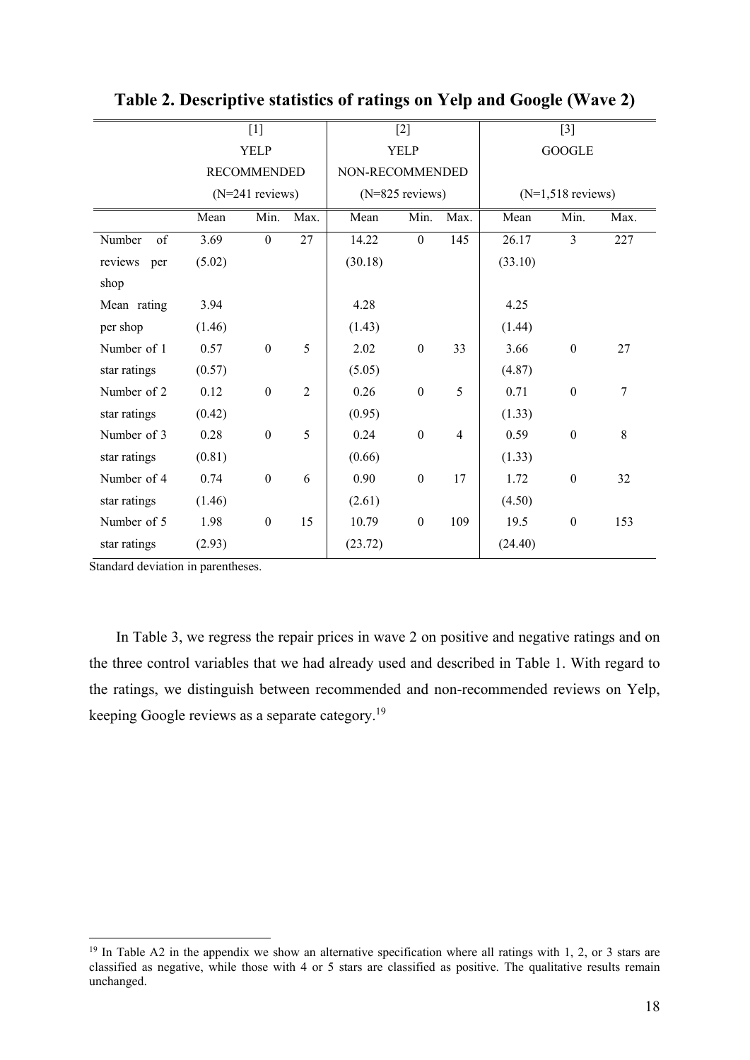**Table 2. Descriptive statistics of ratings on Yelp and Google (Wave 2)**

| | [1] YELP RECOMMENDED (N=241 reviews) | | | [2] YELP NON-RECOMMENDED (N=825 reviews) | | | [3] GOOGLE (N=1,518 reviews) | | |
|---|---|---|---|---|---|---|---|---|---|
| | Mean | Min. | Max. | Mean | Min. | Max. | Mean | Min. | Max. |
| Number of reviews per shop | 3.69 (5.02) | 0 | 27 | 14.22 (30.18) | 0 | 145 | 26.17 (33.10) | 3 | 227 |
| Mean rating per shop | 3.94 (1.46) | | | 4.28 (1.43) | | | 4.25 (1.44) | | |
| Number of 1 star ratings | 0.57 (0.57) | 0 | 5 | 2.02 (5.05) | 0 | 33 | 3.66 (4.87) | 0 | 27 |
| Number of 2 star ratings | 0.12 (0.42) | 0 | 2 | 0.26 (0.95) | 0 | 5 | 0.71 (1.33) | 0 | 7 |
| Number of 3 star ratings | 0.28 (0.81) | 0 | 5 | 0.24 (0.66) | 0 | 4 | 0.59 (1.33) | 0 | 8 |
| Number of 4 star ratings | 0.74 (1.46) | 0 | 6 | 0.90 (2.61) | 0 | 17 | 1.72 (4.50) | 0 | 32 |
| Number of 5 star ratings | 1.98 (2.93) | 0 | 15 | 10.79 (23.72) | 0 | 109 | 19.5 (24.40) | 0 | 153 |

Standard deviation in parentheses.

In Table 3, we regress the repair prices in wave 2 on positive and negative ratings and on the three control variables that we had already used and described in Table 1. With regard to the ratings, we distinguish between recommended and non-recommended reviews on Yelp, keeping Google reviews as a separate category.[19]

[19] In Table A2 in the appendix we show an alternative specification where all ratings with 1, 2, or 3 stars are classified as negative, while those with 4 or 5 stars are classified as positive. The qualitative results remain unchanged.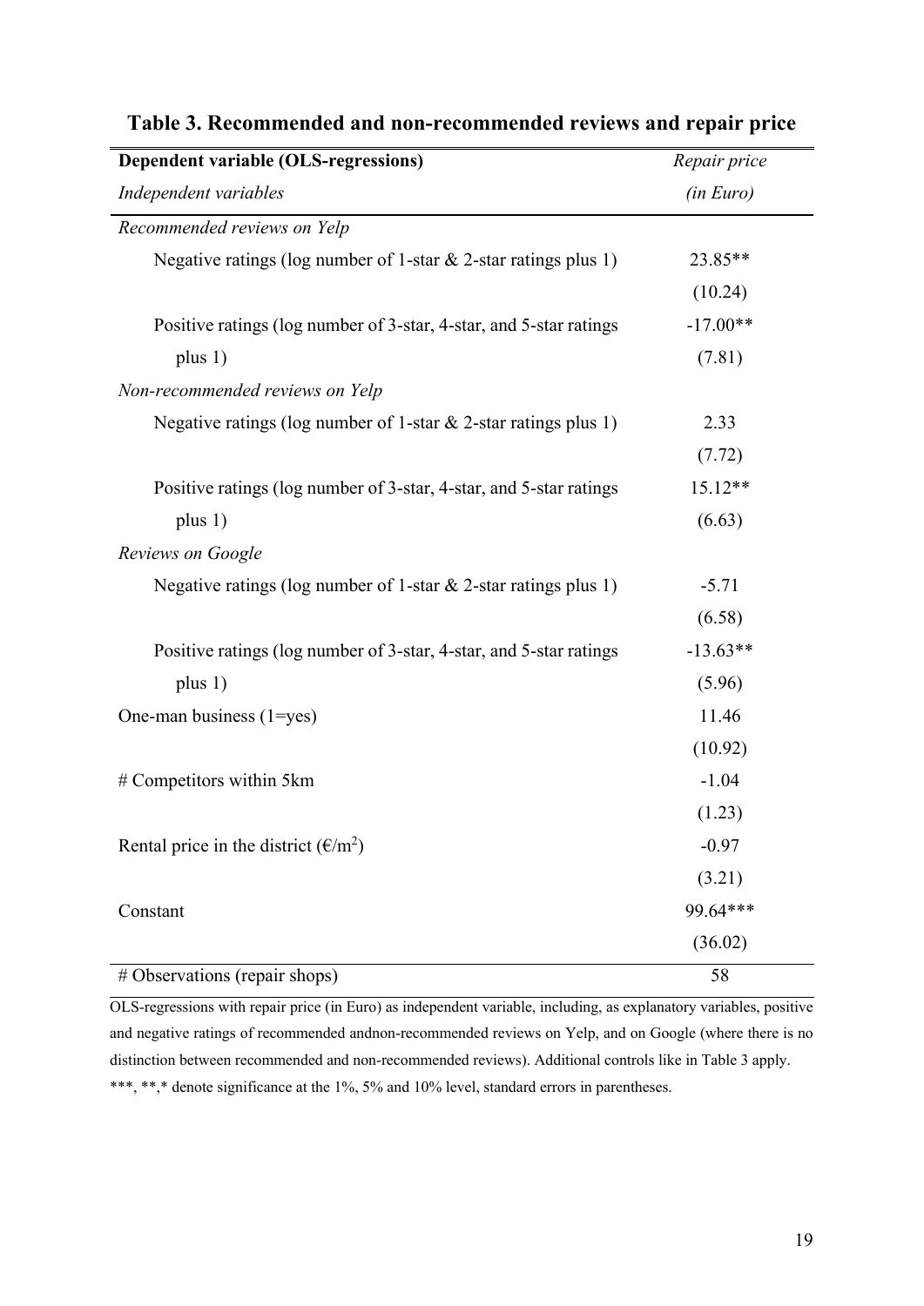# Table 3. Recommended and non-recommended reviews and repair price

| **Dependent variable (OLS-regressions)** | *Repair price* |
|---|---|
| *Independent variables* | *(in Euro)* |
| *Recommended reviews on Yelp* | |
| Negative ratings (log number of 1-star & 2-star ratings plus 1) | 23.85** |
| | (10.24) |
| Positive ratings (log number of 3-star, 4-star, and 5-star ratings plus 1) | -17.00** |
| | (7.81) |
| *Non-recommended reviews on Yelp* | |
| Negative ratings (log number of 1-star & 2-star ratings plus 1) | 2.33 |
| | (7.72) |
| Positive ratings (log number of 3-star, 4-star, and 5-star ratings plus 1) | 15.12** |
| | (6.63) |
| *Reviews on Google* | |
| Negative ratings (log number of 1-star & 2-star ratings plus 1) | -5.71 |
| | (6.58) |
| Positive ratings (log number of 3-star, 4-star, and 5-star ratings plus 1) | -13.63** |
| | (5.96) |
| One-man business (1=yes) | 11.46 |
| | (10.92) |
| # Competitors within 5km | -1.04 |
| | (1.23) |
| Rental price in the district (€/$m^2$) | -0.97 |
| | (3.21) |
| Constant | 99.64*** |
| | (36.02) |
| # Observations (repair shops) | 58 |

OLS-regressions with repair price (in Euro) as independent variable, including, as explanatory variables, positive and negative ratings of recommended andnon-recommended reviews on Yelp, and on Google (where there is no distinction between recommended and non-recommended reviews). Additional controls like in Table 3 apply. ***, **,* denote significance at the 1%, 5% and 10% level, standard errors in parentheses.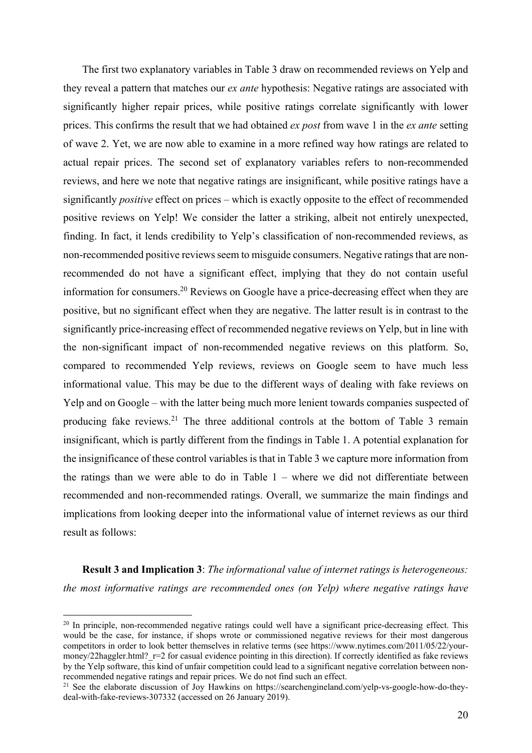The first two explanatory variables in Table 3 draw on recommended reviews on Yelp and they reveal a pattern that matches our *ex ante* hypothesis: Negative ratings are associated with significantly higher repair prices, while positive ratings correlate significantly with lower prices. This confirms the result that we had obtained *ex post* from wave 1 in the *ex ante* setting of wave 2. Yet, we are now able to examine in a more refined way how ratings are related to actual repair prices. The second set of explanatory variables refers to non-recommended reviews, and here we note that negative ratings are insignificant, while positive ratings have a significantly *positive* effect on prices – which is exactly opposite to the effect of recommended positive reviews on Yelp! We consider the latter a striking, albeit not entirely unexpected, finding. In fact, it lends credibility to Yelp's classification of non-recommended reviews, as non-recommended positive reviews seem to misguide consumers. Negative ratings that are non-recommended do not have a significant effect, implying that they do not contain useful information for consumers.[20] Reviews on Google have a price-decreasing effect when they are positive, but no significant effect when they are negative. The latter result is in contrast to the significantly price-increasing effect of recommended negative reviews on Yelp, but in line with the non-significant impact of non-recommended negative reviews on this platform. So, compared to recommended Yelp reviews, reviews on Google seem to have much less informational value. This may be due to the different ways of dealing with fake reviews on Yelp and on Google – with the latter being much more lenient towards companies suspected of producing fake reviews.[21] The three additional controls at the bottom of Table 3 remain insignificant, which is partly different from the findings in Table 1. A potential explanation for the insignificance of these control variables is that in Table 3 we capture more information from the ratings than we were able to do in Table 1 – where we did not differentiate between recommended and non-recommended ratings. Overall, we summarize the main findings and implications from looking deeper into the informational value of internet reviews as our third result as follows:

**Result 3 and Implication 3**: *The informational value of internet ratings is heterogeneous: the most informative ratings are recommended ones (on Yelp) where negative ratings have*

---

[20] In principle, non-recommended negative ratings could well have a significant price-decreasing effect. This would be the case, for instance, if shops wrote or commissioned negative reviews for their most dangerous competitors in order to look better themselves in relative terms (see https://www.nytimes.com/2011/05/22/your-money/22haggler.html?_r=2 for casual evidence pointing in this direction). If correctly identified as fake reviews by the Yelp software, this kind of unfair competition could lead to a significant negative correlation between non-recommended negative ratings and repair prices. We do not find such an effect.

[21] See the elaborate discussion of Joy Hawkins on https://searchengineland.com/yelp-vs-google-how-do-they-deal-with-fake-reviews-307332 (accessed on 26 January 2019).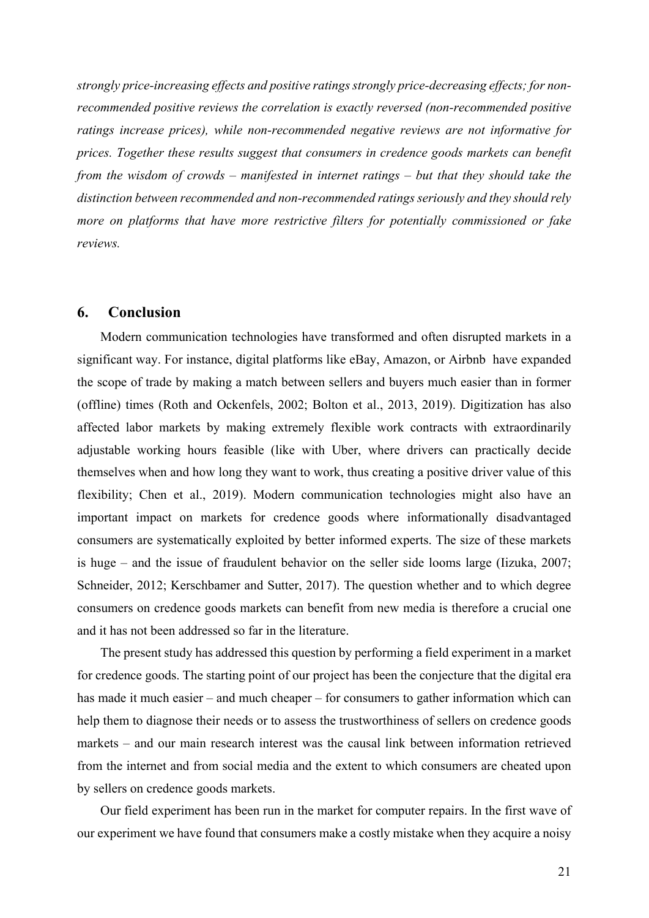*strongly price-increasing effects and positive ratings strongly price-decreasing effects; for non-recommended positive reviews the correlation is exactly reversed (non-recommended positive ratings increase prices), while non-recommended negative reviews are not informative for prices. Together these results suggest that consumers in credence goods markets can benefit from the wisdom of crowds – manifested in internet ratings – but that they should take the distinction between recommended and non-recommended ratings seriously and they should rely more on platforms that have more restrictive filters for potentially commissioned or fake reviews.*

## 6. Conclusion

Modern communication technologies have transformed and often disrupted markets in a significant way. For instance, digital platforms like eBay, Amazon, or Airbnb have expanded the scope of trade by making a match between sellers and buyers much easier than in former (offline) times (Roth and Ockenfels, 2002; Bolton et al., 2013, 2019). Digitization has also affected labor markets by making extremely flexible work contracts with extraordinarily adjustable working hours feasible (like with Uber, where drivers can practically decide themselves when and how long they want to work, thus creating a positive driver value of this flexibility; Chen et al., 2019). Modern communication technologies might also have an important impact on markets for credence goods where informationally disadvantaged consumers are systematically exploited by better informed experts. The size of these markets is huge – and the issue of fraudulent behavior on the seller side looms large (Iizuka, 2007; Schneider, 2012; Kerschbamer and Sutter, 2017). The question whether and to which degree consumers on credence goods markets can benefit from new media is therefore a crucial one and it has not been addressed so far in the literature.

The present study has addressed this question by performing a field experiment in a market for credence goods. The starting point of our project has been the conjecture that the digital era has made it much easier – and much cheaper – for consumers to gather information which can help them to diagnose their needs or to assess the trustworthiness of sellers on credence goods markets – and our main research interest was the causal link between information retrieved from the internet and from social media and the extent to which consumers are cheated upon by sellers on credence goods markets.

Our field experiment has been run in the market for computer repairs. In the first wave of our experiment we have found that consumers make a costly mistake when they acquire a noisy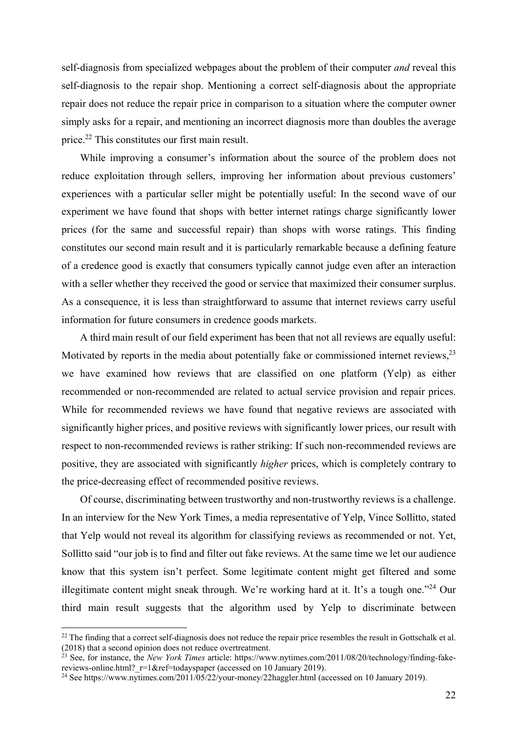self-diagnosis from specialized webpages about the problem of their computer *and* reveal this self-diagnosis to the repair shop. Mentioning a correct self-diagnosis about the appropriate repair does not reduce the repair price in comparison to a situation where the computer owner simply asks for a repair, and mentioning an incorrect diagnosis more than doubles the average price.[22] This constitutes our first main result.

While improving a consumer's information about the source of the problem does not reduce exploitation through sellers, improving her information about previous customers' experiences with a particular seller might be potentially useful: In the second wave of our experiment we have found that shops with better internet ratings charge significantly lower prices (for the same and successful repair) than shops with worse ratings. This finding constitutes our second main result and it is particularly remarkable because a defining feature of a credence good is exactly that consumers typically cannot judge even after an interaction with a seller whether they received the good or service that maximized their consumer surplus. As a consequence, it is less than straightforward to assume that internet reviews carry useful information for future consumers in credence goods markets.

A third main result of our field experiment has been that not all reviews are equally useful: Motivated by reports in the media about potentially fake or commissioned internet reviews,[23] we have examined how reviews that are classified on one platform (Yelp) as either recommended or non-recommended are related to actual service provision and repair prices. While for recommended reviews we have found that negative reviews are associated with significantly higher prices, and positive reviews with significantly lower prices, our result with respect to non-recommended reviews is rather striking: If such non-recommended reviews are positive, they are associated with significantly *higher* prices, which is completely contrary to the price-decreasing effect of recommended positive reviews.

Of course, discriminating between trustworthy and non-trustworthy reviews is a challenge. In an interview for the New York Times, a media representative of Yelp, Vince Sollitto, stated that Yelp would not reveal its algorithm for classifying reviews as recommended or not. Yet, Sollitto said "our job is to find and filter out fake reviews. At the same time we let our audience know that this system isn't perfect. Some legitimate content might get filtered and some illegitimate content might sneak through. We're working hard at it. It's a tough one."[24] Our third main result suggests that the algorithm used by Yelp to discriminate between

---

[22] The finding that a correct self-diagnosis does not reduce the repair price resembles the result in Gottschalk et al. (2018) that a second opinion does not reduce overtreatment.

[23] See, for instance, the *New York Times* article: https://www.nytimes.com/2011/08/20/technology/finding-fake-reviews-online.html?_r=1&ref=todayspaper (accessed on 10 January 2019).

[24] See https://www.nytimes.com/2011/05/22/your-money/22haggler.html (accessed on 10 January 2019).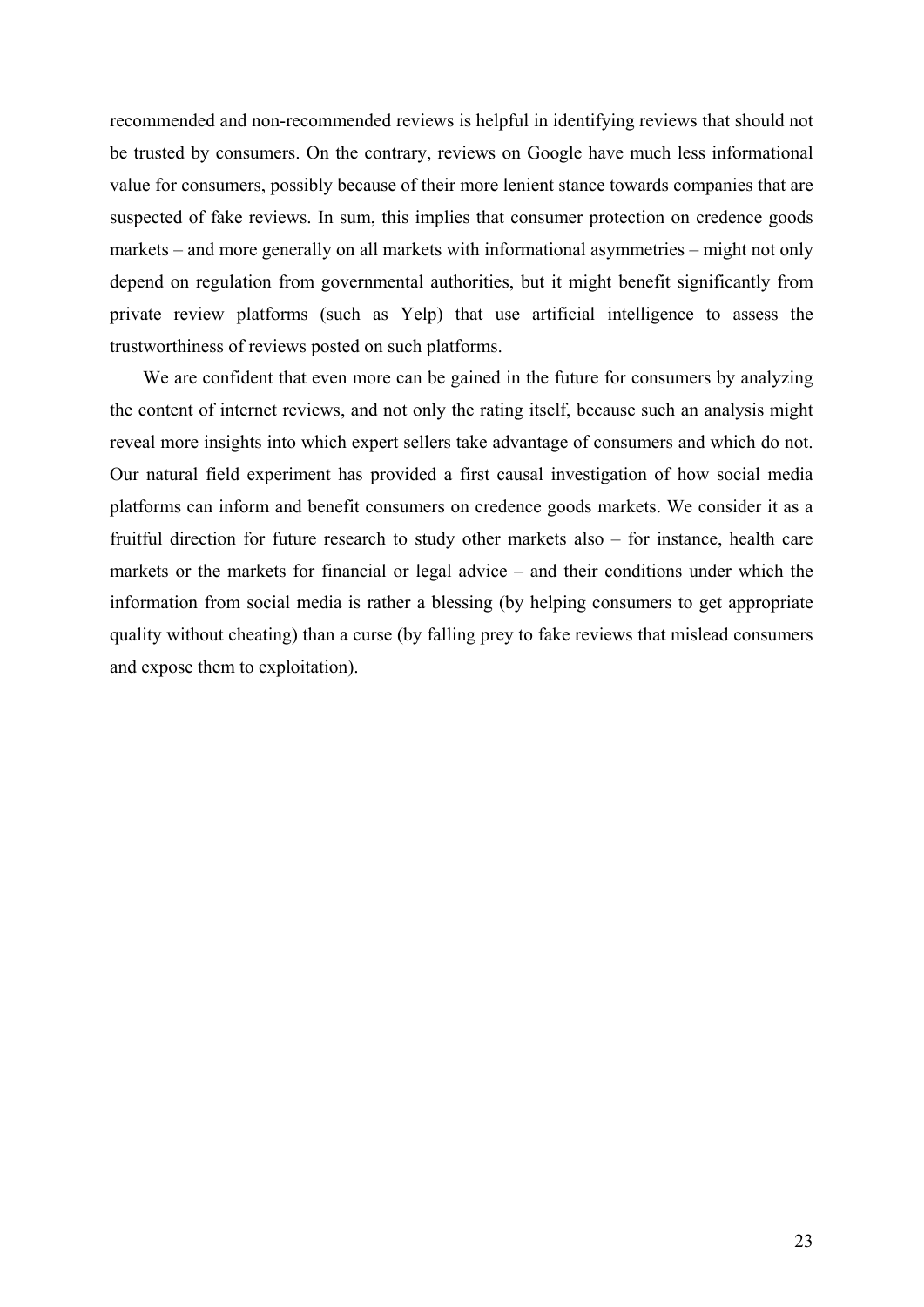recommended and non-recommended reviews is helpful in identifying reviews that should not be trusted by consumers. On the contrary, reviews on Google have much less informational value for consumers, possibly because of their more lenient stance towards companies that are suspected of fake reviews. In sum, this implies that consumer protection on credence goods markets – and more generally on all markets with informational asymmetries – might not only depend on regulation from governmental authorities, but it might benefit significantly from private review platforms (such as Yelp) that use artificial intelligence to assess the trustworthiness of reviews posted on such platforms.

We are confident that even more can be gained in the future for consumers by analyzing the content of internet reviews, and not only the rating itself, because such an analysis might reveal more insights into which expert sellers take advantage of consumers and which do not. Our natural field experiment has provided a first causal investigation of how social media platforms can inform and benefit consumers on credence goods markets. We consider it as a fruitful direction for future research to study other markets also – for instance, health care markets or the markets for financial or legal advice – and their conditions under which the information from social media is rather a blessing (by helping consumers to get appropriate quality without cheating) than a curse (by falling prey to fake reviews that mislead consumers and expose them to exploitation).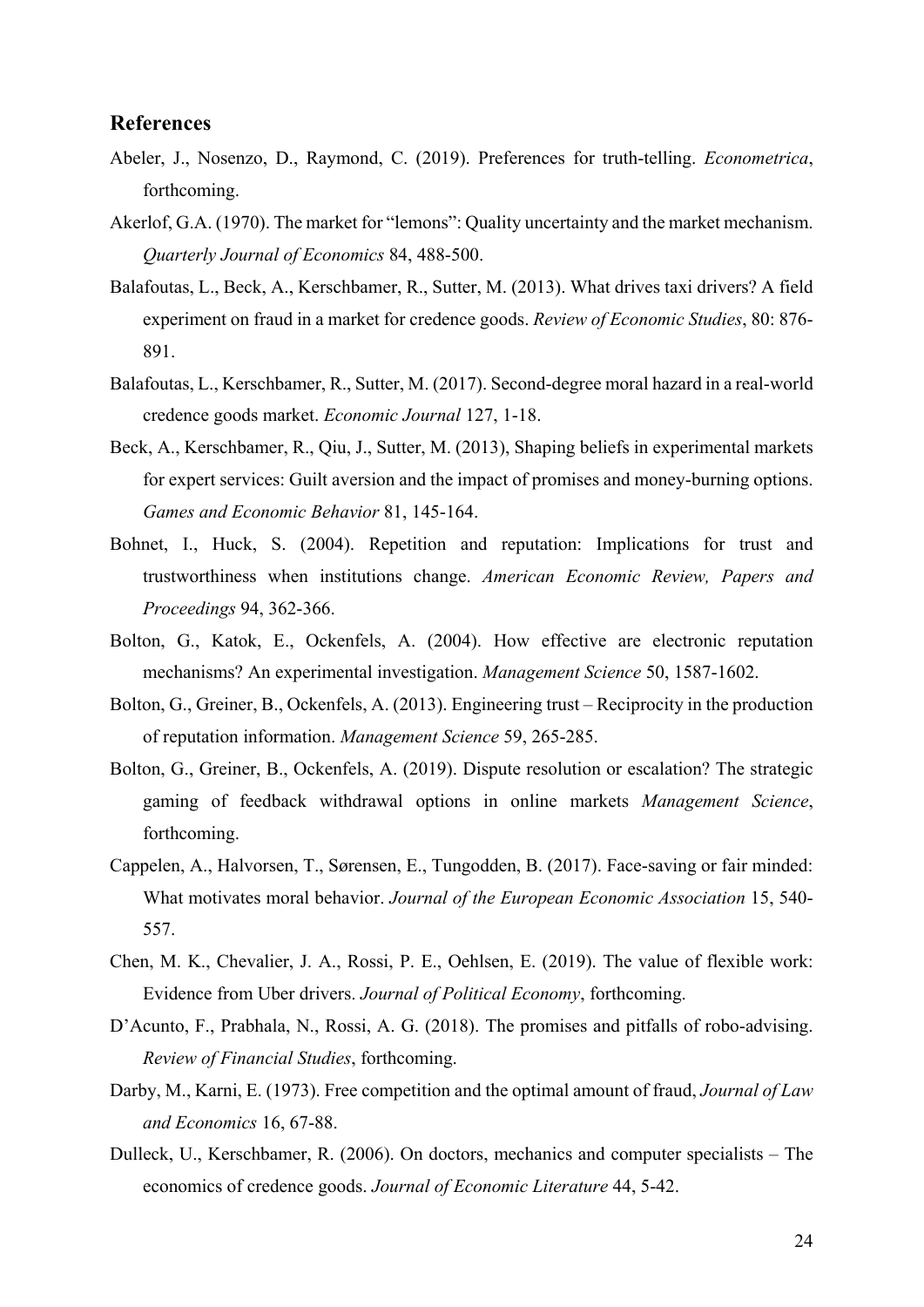## References

Abeler, J., Nosenzo, D., Raymond, C. (2019). Preferences for truth-telling. *Econometrica*, forthcoming.

Akerlof, G.A. (1970). The market for "lemons": Quality uncertainty and the market mechanism. *Quarterly Journal of Economics* 84, 488-500.

Balafoutas, L., Beck, A., Kerschbamer, R., Sutter, M. (2013). What drives taxi drivers? A field experiment on fraud in a market for credence goods. *Review of Economic Studies*, 80: 876-891.

Balafoutas, L., Kerschbamer, R., Sutter, M. (2017). Second-degree moral hazard in a real-world credence goods market. *Economic Journal* 127, 1-18.

Beck, A., Kerschbamer, R., Qiu, J., Sutter, M. (2013), Shaping beliefs in experimental markets for expert services: Guilt aversion and the impact of promises and money-burning options. *Games and Economic Behavior* 81, 145-164.

Bohnet, I., Huck, S. (2004). Repetition and reputation: Implications for trust and trustworthiness when institutions change. *American Economic Review, Papers and Proceedings* 94, 362-366.

Bolton, G., Katok, E., Ockenfels, A. (2004). How effective are electronic reputation mechanisms? An experimental investigation. *Management Science* 50, 1587-1602.

Bolton, G., Greiner, B., Ockenfels, A. (2013). Engineering trust – Reciprocity in the production of reputation information. *Management Science* 59, 265-285.

Bolton, G., Greiner, B., Ockenfels, A. (2019). Dispute resolution or escalation? The strategic gaming of feedback withdrawal options in online markets *Management Science*, forthcoming.

Cappelen, A., Halvorsen, T., Sørensen, E., Tungodden, B. (2017). Face-saving or fair minded: What motivates moral behavior. *Journal of the European Economic Association* 15, 540-557.

Chen, M. K., Chevalier, J. A., Rossi, P. E., Oehlsen, E. (2019). The value of flexible work: Evidence from Uber drivers. *Journal of Political Economy*, forthcoming.

D'Acunto, F., Prabhala, N., Rossi, A. G. (2018). The promises and pitfalls of robo-advising. *Review of Financial Studies*, forthcoming.

Darby, M., Karni, E. (1973). Free competition and the optimal amount of fraud, *Journal of Law and Economics* 16, 67-88.

Dulleck, U., Kerschbamer, R. (2006). On doctors, mechanics and computer specialists – The economics of credence goods. *Journal of Economic Literature* 44, 5-42.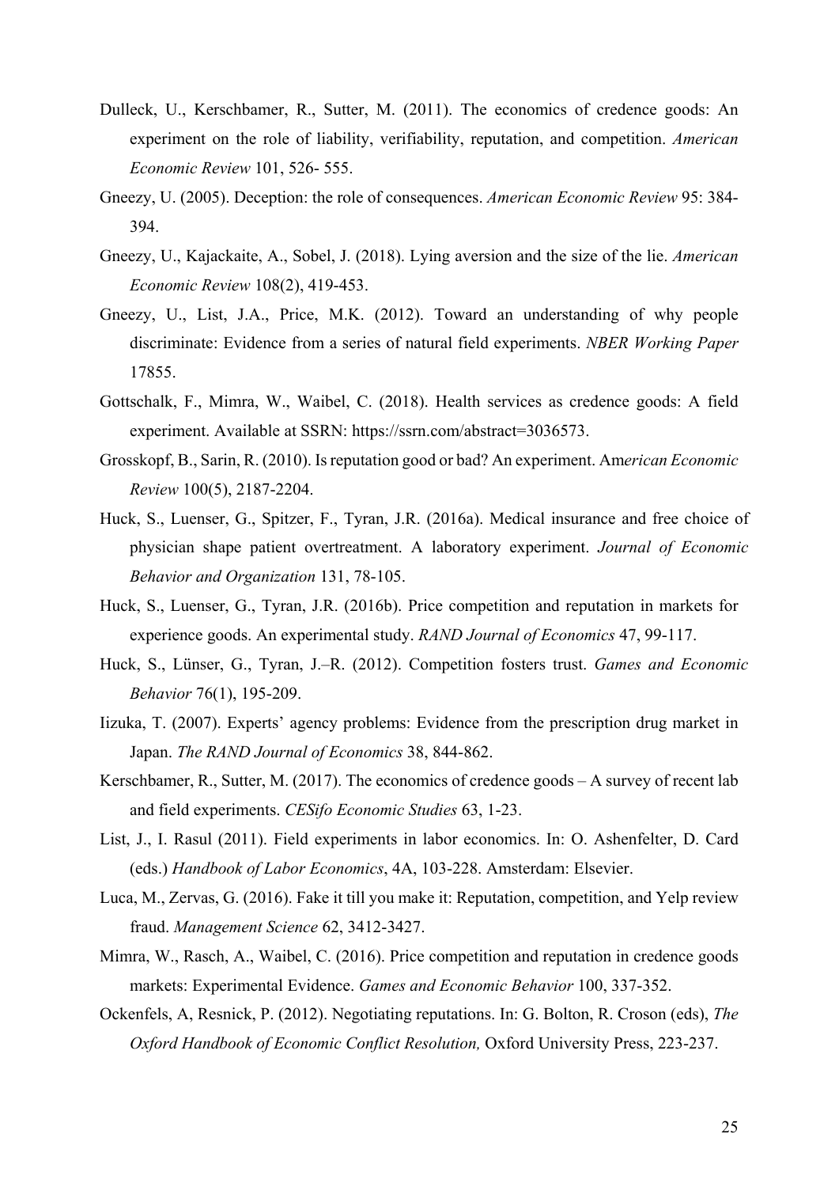Dulleck, U., Kerschbamer, R., Sutter, M. (2011). The economics of credence goods: An experiment on the role of liability, verifiability, reputation, and competition. *American Economic Review* 101, 526- 555.

Gneezy, U. (2005). Deception: the role of consequences. *American Economic Review* 95: 384-394.

Gneezy, U., Kajackaite, A., Sobel, J. (2018). Lying aversion and the size of the lie. *American Economic Review* 108(2), 419-453.

Gneezy, U., List, J.A., Price, M.K. (2012). Toward an understanding of why people discriminate: Evidence from a series of natural field experiments. *NBER Working Paper* 17855.

Gottschalk, F., Mimra, W., Waibel, C. (2018). Health services as credence goods: A field experiment. Available at SSRN: https://ssrn.com/abstract=3036573.

Grosskopf, B., Sarin, R. (2010). Is reputation good or bad? An experiment. *American Economic Review* 100(5), 2187-2204.

Huck, S., Luenser, G., Spitzer, F., Tyran, J.R. (2016a). Medical insurance and free choice of physician shape patient overtreatment. A laboratory experiment. *Journal of Economic Behavior and Organization* 131, 78-105.

Huck, S., Luenser, G., Tyran, J.R. (2016b). Price competition and reputation in markets for experience goods. An experimental study. *RAND Journal of Economics* 47, 99-117.

Huck, S., Lünser, G., Tyran, J.–R. (2012). Competition fosters trust. *Games and Economic Behavior* 76(1), 195-209.

Iizuka, T. (2007). Experts' agency problems: Evidence from the prescription drug market in Japan. *The RAND Journal of Economics* 38, 844-862.

Kerschbamer, R., Sutter, M. (2017). The economics of credence goods – A survey of recent lab and field experiments. *CESifo Economic Studies* 63, 1-23.

List, J., I. Rasul (2011). Field experiments in labor economics. In: O. Ashenfelter, D. Card (eds.) *Handbook of Labor Economics*, 4A, 103-228. Amsterdam: Elsevier.

Luca, M., Zervas, G. (2016). Fake it till you make it: Reputation, competition, and Yelp review fraud. *Management Science* 62, 3412-3427.

Mimra, W., Rasch, A., Waibel, C. (2016). Price competition and reputation in credence goods markets: Experimental Evidence. *Games and Economic Behavior* 100, 337-352.

Ockenfels, A, Resnick, P. (2012). Negotiating reputations. In: G. Bolton, R. Croson (eds), *The Oxford Handbook of Economic Conflict Resolution,* Oxford University Press, 223-237.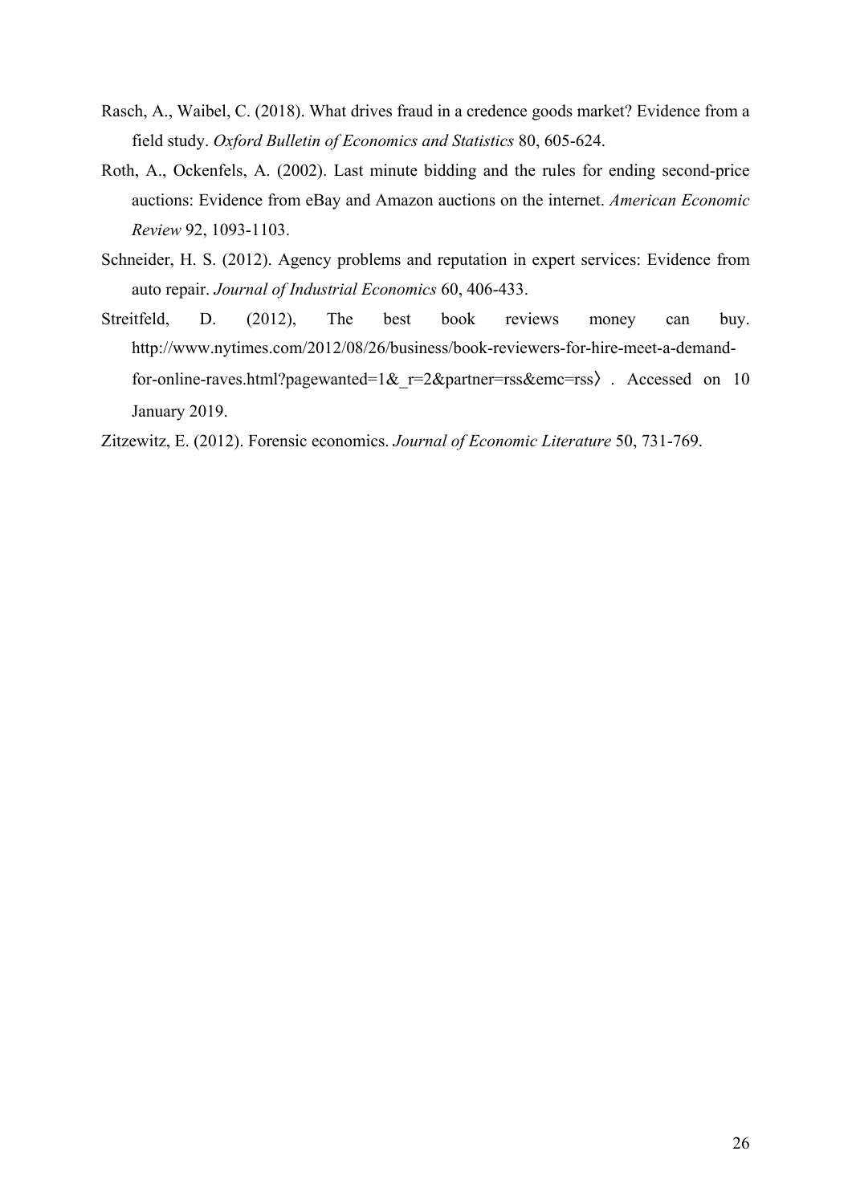Rasch, A., Waibel, C. (2018). What drives fraud in a credence goods market? Evidence from a field study. *Oxford Bulletin of Economics and Statistics* 80, 605-624.

Roth, A., Ockenfels, A. (2002). Last minute bidding and the rules for ending second-price auctions: Evidence from eBay and Amazon auctions on the internet. *American Economic Review* 92, 1093-1103.

Schneider, H. S. (2012). Agency problems and reputation in expert services: Evidence from auto repair. *Journal of Industrial Economics* 60, 406-433.

Streitfeld, D. (2012), The best book reviews money can buy. http://www.nytimes.com/2012/08/26/business/book-reviewers-for-hire-meet-a-demand-for-online-raves.html?pagewanted=1&_r=2&partner=rss&emc=rss〉. Accessed on 10 January 2019.

Zitzewitz, E. (2012). Forensic economics. *Journal of Economic Literature* 50, 731-769.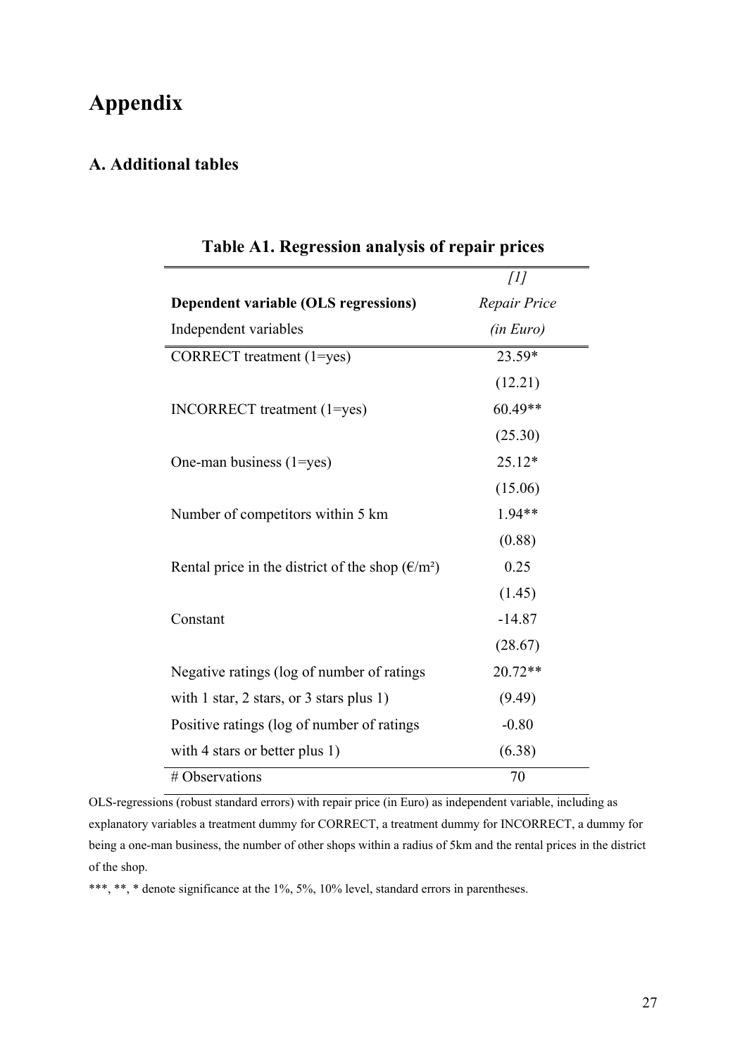# Appendix

## A. Additional tables

**Table A1. Regression analysis of repair prices**

| | *[1]* |
|---|---|
| **Dependent variable (OLS regressions)** | *Repair Price* |
| Independent variables | *(in Euro)* |
| CORRECT treatment (1=yes) | 23.59* |
| | (12.21) |
| INCORRECT treatment (1=yes) | 60.49** |
| | (25.30) |
| One-man business (1=yes) | 25.12* |
| | (15.06) |
| Number of competitors within 5 km | 1.94** |
| | (0.88) |
| Rental price in the district of the shop (€/m²) | 0.25 |
| | (1.45) |
| Constant | -14.87 |
| | (28.67) |
| Negative ratings (log of number of ratings with 1 star, 2 stars, or 3 stars plus 1) | 20.72** |
| | (9.49) |
| Positive ratings (log of number of ratings with 4 stars or better plus 1) | -0.80 |
| | (6.38) |
| # Observations | 70 |

OLS-regressions (robust standard errors) with repair price (in Euro) as independent variable, including as explanatory variables a treatment dummy for CORRECT, a treatment dummy for INCORRECT, a dummy for being a one-man business, the number of other shops within a radius of 5km and the rental prices in the district of the shop.

***, **, * denote significance at the 1%, 5%, 10% level, standard errors in parentheses.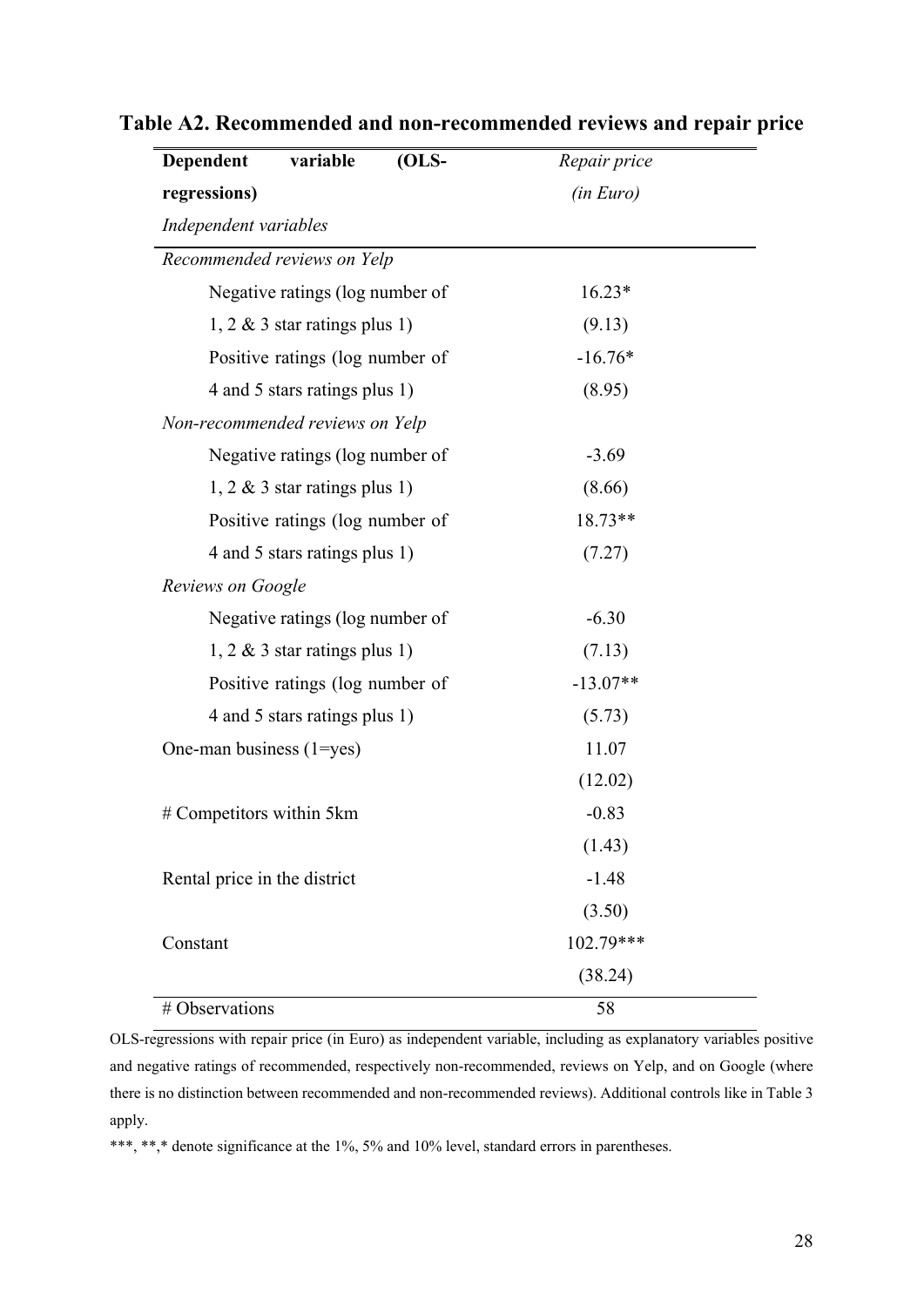# Table A2. Recommended and non-recommended reviews and repair price

| **Dependent variable (OLS-regressions)** | *Repair price (in Euro)* |
|---|---|
| *Independent variables* | |
| *Recommended reviews on Yelp* | |
| Negative ratings (log number of 1, 2 & 3 star ratings plus 1) | 16.23* |
| | (9.13) |
| Positive ratings (log number of 4 and 5 stars ratings plus 1) | -16.76* |
| | (8.95) |
| *Non-recommended reviews on Yelp* | |
| Negative ratings (log number of 1, 2 & 3 star ratings plus 1) | -3.69 |
| | (8.66) |
| Positive ratings (log number of 4 and 5 stars ratings plus 1) | 18.73** |
| | (7.27) |
| *Reviews on Google* | |
| Negative ratings (log number of 1, 2 & 3 star ratings plus 1) | -6.30 |
| | (7.13) |
| Positive ratings (log number of 4 and 5 stars ratings plus 1) | -13.07** |
| | (5.73) |
| One-man business (1=yes) | 11.07 |
| | (12.02) |
| # Competitors within 5km | -0.83 |
| | (1.43) |
| Rental price in the district | -1.48 |
| | (3.50) |
| Constant | 102.79*** |
| | (38.24) |
| # Observations | 58 |

OLS-regressions with repair price (in Euro) as independent variable, including as explanatory variables positive and negative ratings of recommended, respectively non-recommended, reviews on Yelp, and on Google (where there is no distinction between recommended and non-recommended reviews). Additional controls like in Table 3 apply.

***, **,* denote significance at the 1%, 5% and 10% level, standard errors in parentheses.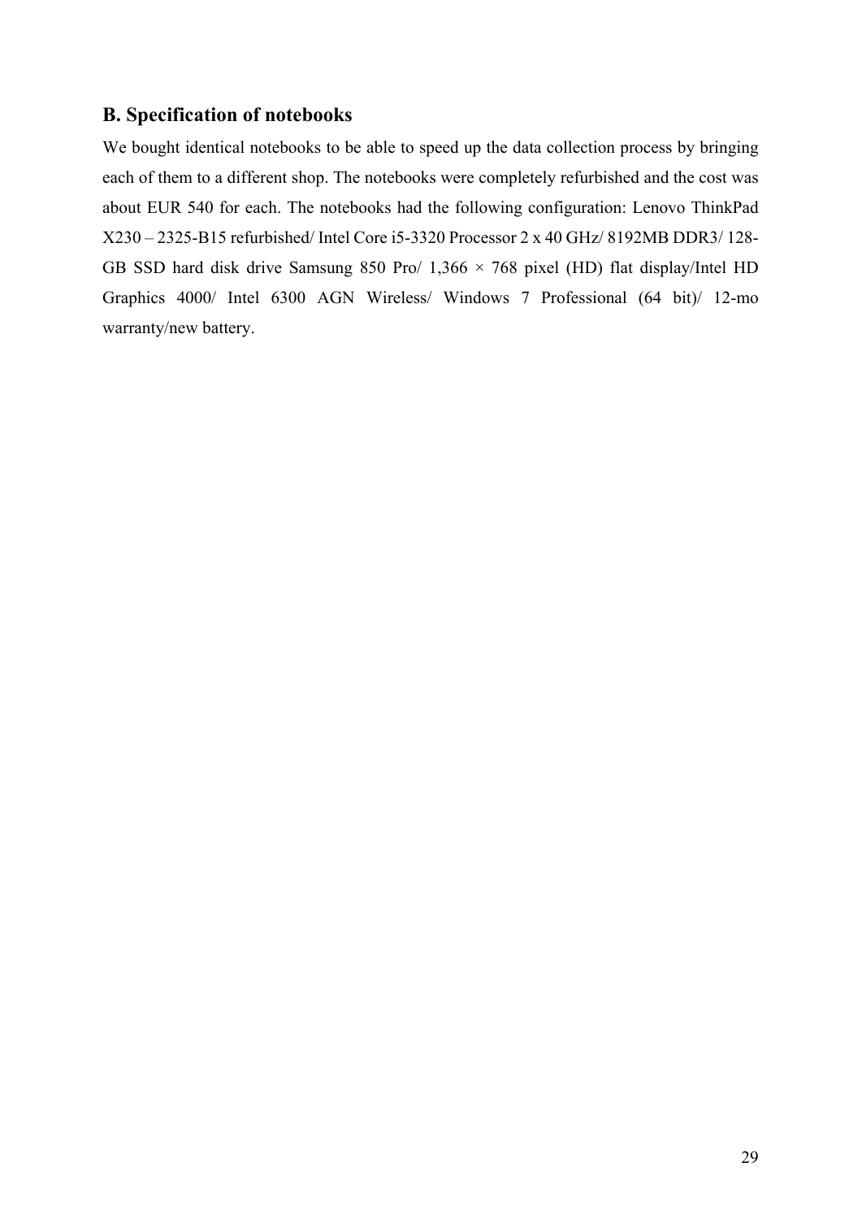## B. Specification of notebooks

We bought identical notebooks to be able to speed up the data collection process by bringing each of them to a different shop. The notebooks were completely refurbished and the cost was about EUR 540 for each. The notebooks had the following configuration: Lenovo ThinkPad X230 – 2325-B15 refurbished/ Intel Core i5-3320 Processor 2 x 40 GHz/ 8192MB DDR3/ 128-GB SSD hard disk drive Samsung 850 Pro/ 1,366 × 768 pixel (HD) flat display/Intel HD Graphics 4000/ Intel 6300 AGN Wireless/ Windows 7 Professional (64 bit)/ 12-mo warranty/new battery.